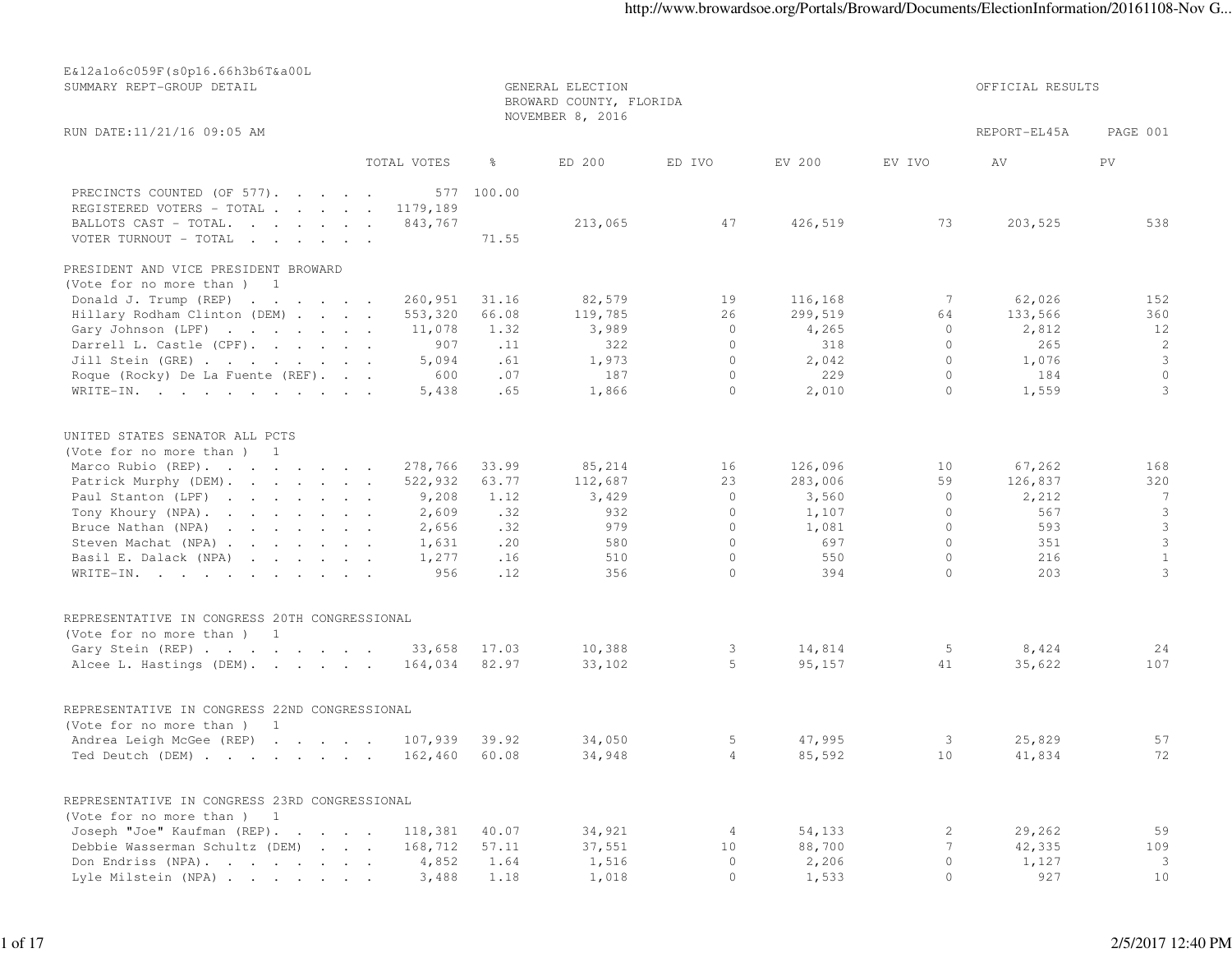E&l2a1o6c059F(s0p16.66h3b6T&a00L
SUMMARY REPT-GROUP DETAIL

GENERAL ELECTION
BROWARD COUNTY, FLORIDA
NOVEMBER 8, 2016

OFFICIAL RESULTS

RUN DATE:11/21/16 09:05 AM

REPORT-EL45A PAGE 001

| | TOTAL VOTES | % | ED 200 | ED IVO | EV 200 | EV IVO | AV | PV |
|---|---|---|---|---|---|---|---|---|
| PRECINCTS COUNTED (OF 577). . . . . . | 577 | 100.00 | | | | | | |
| REGISTERED VOTERS - TOTAL . . . . . . | 1179,189 | | | | | | | |
| BALLOTS CAST - TOTAL. . . . . . . . . | 843,767 | | 213,065 | 47 | 426,519 | 73 | 203,525 | 538 |
| VOTER TURNOUT - TOTAL . . . . . . . | | 71.55 | | | | | | |
| **PRESIDENT AND VICE PRESIDENT BROWARD** | | | | | | | | |
| (Vote for no more than ) 1 | | | | | | | | |
| Donald J. Trump (REP) . . . . . . . | 260,951 | 31.16 | 82,579 | 19 | 116,168 | 7 | 62,026 | 152 |
| Hillary Rodham Clinton (DEM) . . . . | 553,320 | 66.08 | 119,785 | 26 | 299,519 | 64 | 133,566 | 360 |
| Gary Johnson (LPF) . . . . . . . . | 11,078 | 1.32 | 3,989 | 0 | 4,265 | 0 | 2,812 | 12 |
| Darrell L. Castle (CPF). . . . . . . | 907 | .11 | 322 | 0 | 318 | 0 | 265 | 2 |
| Jill Stein (GRE) . . . . . . . . . . | 5,094 | .61 | 1,973 | 0 | 2,042 | 0 | 1,076 | 3 |
| Roque (Rocky) De La Fuente (REF). . . | 600 | .07 | 187 | 0 | 229 | 0 | 184 | 0 |
| WRITE-IN. . . . . . . . . . . . . | 5,438 | .65 | 1,866 | 0 | 2,010 | 0 | 1,559 | 3 |
| **UNITED STATES SENATOR ALL PCTS** | | | | | | | | |
| (Vote for no more than ) 1 | | | | | | | | |
| Marco Rubio (REP). . . . . . . . . | 278,766 | 33.99 | 85,214 | 16 | 126,096 | 10 | 67,262 | 168 |
| Patrick Murphy (DEM). . . . . . . . | 522,932 | 63.77 | 112,687 | 23 | 283,006 | 59 | 126,837 | 320 |
| Paul Stanton (LPF) . . . . . . . . | 9,208 | 1.12 | 3,429 | 0 | 3,560 | 0 | 2,212 | 7 |
| Tony Khoury (NPA). . . . . . . . . | 2,609 | .32 | 932 | 0 | 1,107 | 0 | 567 | 3 |
| Bruce Nathan (NPA) . . . . . . . . | 2,656 | .32 | 979 | 0 | 1,081 | 0 | 593 | 3 |
| Steven Machat (NPA) . . . . . . . . | 1,631 | .20 | 580 | 0 | 697 | 0 | 351 | 3 |
| Basil E. Dalack (NPA) . . . . . . . | 1,277 | .16 | 510 | 0 | 550 | 0 | 216 | 1 |
| WRITE-IN. . . . . . . . . . . . . | 956 | .12 | 356 | 0 | 394 | 0 | 203 | 3 |
| **REPRESENTATIVE IN CONGRESS 20TH CONGRESSIONAL** | | | | | | | | |
| (Vote for no more than ) 1 | | | | | | | | |
| Gary Stein (REP) . . . . . . . . . | 33,658 | 17.03 | 10,388 | 3 | 14,814 | 5 | 8,424 | 24 |
| Alcee L. Hastings (DEM). . . . . . . | 164,034 | 82.97 | 33,102 | 5 | 95,157 | 41 | 35,622 | 107 |
| **REPRESENTATIVE IN CONGRESS 22ND CONGRESSIONAL** | | | | | | | | |
| (Vote for no more than ) 1 | | | | | | | | |
| Andrea Leigh McGee (REP) . . . . . . | 107,939 | 39.92 | 34,050 | 5 | 47,995 | 3 | 25,829 | 57 |
| Ted Deutch (DEM) . . . . . . . . . | 162,460 | 60.08 | 34,948 | 4 | 85,592 | 10 | 41,834 | 72 |
| **REPRESENTATIVE IN CONGRESS 23RD CONGRESSIONAL** | | | | | | | | |
| (Vote for no more than ) 1 | | | | | | | | |
| Joseph "Joe" Kaufman (REP). . . . . | 118,381 | 40.07 | 34,921 | 4 | 54,133 | 2 | 29,262 | 59 |
| Debbie Wasserman Schultz (DEM) . . . | 168,712 | 57.11 | 37,551 | 10 | 88,700 | 7 | 42,335 | 109 |
| Don Endriss (NPA). . . . . . . . . | 4,852 | 1.64 | 1,516 | 0 | 2,206 | 0 | 1,127 | 3 |
| Lyle Milstein (NPA) . . . . . . . . | 3,488 | 1.18 | 1,018 | 0 | 1,533 | 0 | 927 | 10 |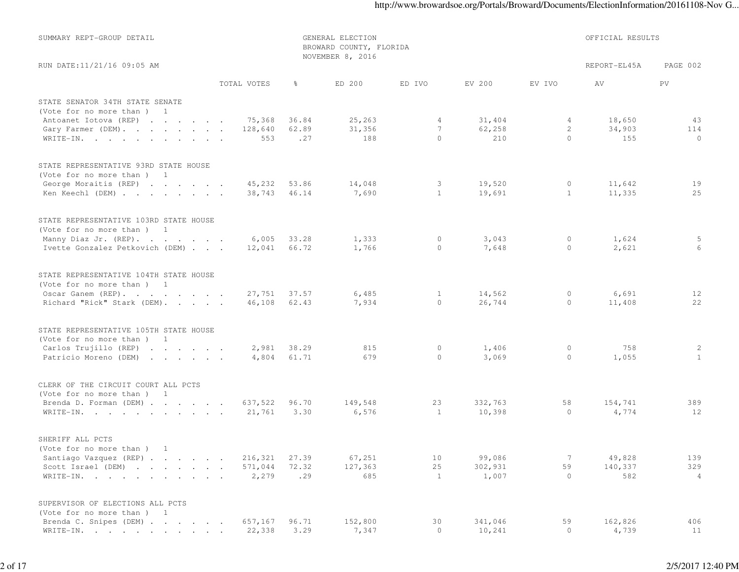SUMMARY REPT-GROUP DETAIL

GENERAL ELECTION
BROWARD COUNTY, FLORIDA
NOVEMBER 8, 2016

OFFICIAL RESULTS

RUN DATE:11/21/16 09:05 AM

REPORT-EL45A PAGE 002

| | TOTAL VOTES | % | ED 200 | ED IVO | EV 200 | EV IVO | AV | PV |
|---|---|---|---|---|---|---|---|---|
| **STATE SENATOR 34TH STATE SENATE** | | | | | | | | |
| (Vote for no more than ) 1 | | | | | | | | |
| Antoanet Iotova (REP) | 75,368 | 36.84 | 25,263 | 4 | 31,404 | 4 | 18,650 | 43 |
| Gary Farmer (DEM) | 128,640 | 62.89 | 31,356 | 7 | 62,258 | 2 | 34,903 | 114 |
| WRITE-IN. | 553 | .27 | 188 | 0 | 210 | 0 | 155 | 0 |
| **STATE REPRESENTATIVE 93RD STATE HOUSE** | | | | | | | | |
| (Vote for no more than ) 1 | | | | | | | | |
| George Moraitis (REP) | 45,232 | 53.86 | 14,048 | 3 | 19,520 | 0 | 11,642 | 19 |
| Ken Keechl (DEM) | 38,743 | 46.14 | 7,690 | 1 | 19,691 | 1 | 11,335 | 25 |
| **STATE REPRESENTATIVE 103RD STATE HOUSE** | | | | | | | | |
| (Vote for no more than ) 1 | | | | | | | | |
| Manny Diaz Jr. (REP) | 6,005 | 33.28 | 1,333 | 0 | 3,043 | 0 | 1,624 | 5 |
| Ivette Gonzalez Petkovich (DEM) | 12,041 | 66.72 | 1,766 | 0 | 7,648 | 0 | 2,621 | 6 |
| **STATE REPRESENTATIVE 104TH STATE HOUSE** | | | | | | | | |
| (Vote for no more than ) 1 | | | | | | | | |
| Oscar Ganem (REP) | 27,751 | 37.57 | 6,485 | 1 | 14,562 | 0 | 6,691 | 12 |
| Richard "Rick" Stark (DEM) | 46,108 | 62.43 | 7,934 | 0 | 26,744 | 0 | 11,408 | 22 |
| **STATE REPRESENTATIVE 105TH STATE HOUSE** | | | | | | | | |
| (Vote for no more than ) 1 | | | | | | | | |
| Carlos Trujillo (REP) | 2,981 | 38.29 | 815 | 0 | 1,406 | 0 | 758 | 2 |
| Patricio Moreno (DEM) | 4,804 | 61.71 | 679 | 0 | 3,069 | 0 | 1,055 | 1 |
| **CLERK OF THE CIRCUIT COURT ALL PCTS** | | | | | | | | |
| (Vote for no more than ) 1 | | | | | | | | |
| Brenda D. Forman (DEM) | 637,522 | 96.70 | 149,548 | 23 | 332,763 | 58 | 154,741 | 389 |
| WRITE-IN. | 21,761 | 3.30 | 6,576 | 1 | 10,398 | 0 | 4,774 | 12 |
| **SHERIFF ALL PCTS** | | | | | | | | |
| (Vote for no more than ) 1 | | | | | | | | |
| Santiago Vazquez (REP) | 216,321 | 27.39 | 67,251 | 10 | 99,086 | 7 | 49,828 | 139 |
| Scott Israel (DEM) | 571,044 | 72.32 | 127,363 | 25 | 302,931 | 59 | 140,337 | 329 |
| WRITE-IN. | 2,279 | .29 | 685 | 1 | 1,007 | 0 | 582 | 4 |
| **SUPERVISOR OF ELECTIONS ALL PCTS** | | | | | | | | |
| (Vote for no more than ) 1 | | | | | | | | |
| Brenda C. Snipes (DEM) | 657,167 | 96.71 | 152,800 | 30 | 341,046 | 59 | 162,826 | 406 |
| WRITE-IN. | 22,338 | 3.29 | 7,347 | 0 | 10,241 | 0 | 4,739 | 11 |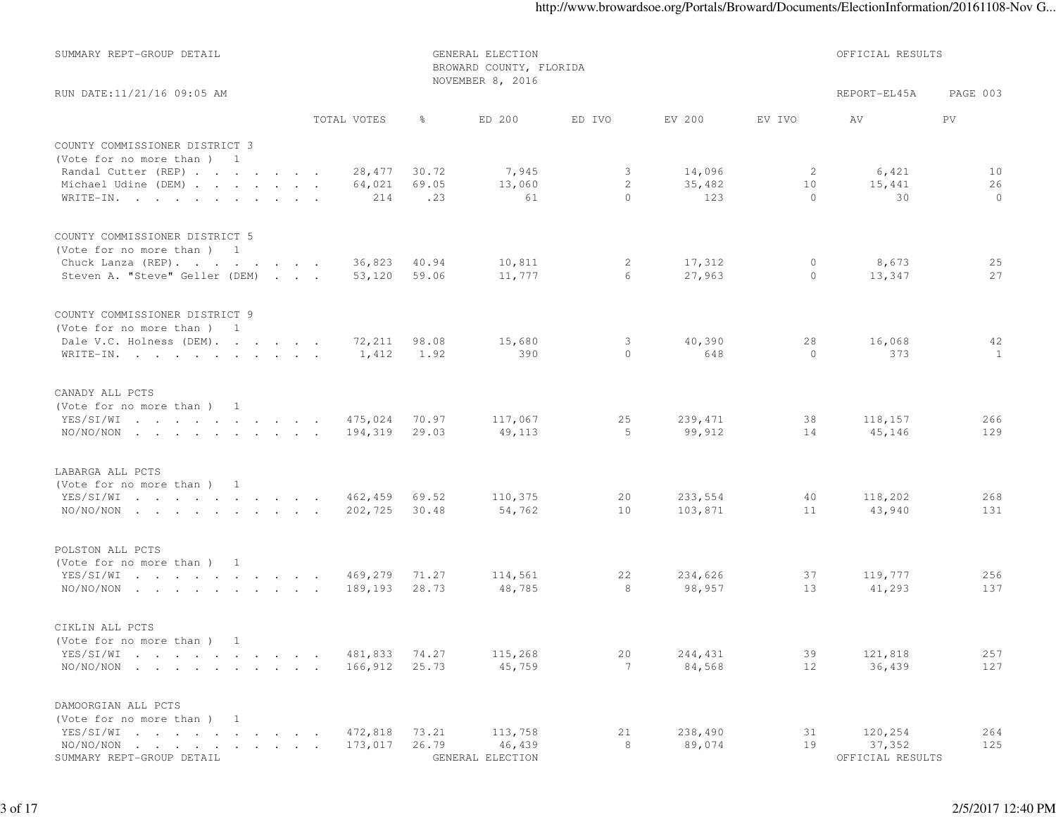SUMMARY REPT-GROUP DETAIL

GENERAL ELECTION
BROWARD COUNTY, FLORIDA
NOVEMBER 8, 2016

OFFICIAL RESULTS

RUN DATE:11/21/16 09:05 AM

REPORT-EL45A PAGE 003

| | TOTAL VOTES | % | ED 200 | ED IVO | EV 200 | EV IVO | AV | PV |
|---|---|---|---|---|---|---|---|---|
| **COUNTY COMMISSIONER DISTRICT 3** | | | | | | | | |
| (Vote for no more than ) 1 | | | | | | | | |
| Randal Cutter (REP) | 28,477 | 30.72 | 7,945 | 3 | 14,096 | 2 | 6,421 | 10 |
| Michael Udine (DEM) | 64,021 | 69.05 | 13,060 | 2 | 35,482 | 10 | 15,441 | 26 |
| WRITE-IN. | 214 | .23 | 61 | 0 | 123 | 0 | 30 | 0 |
| **COUNTY COMMISSIONER DISTRICT 5** | | | | | | | | |
| (Vote for no more than ) 1 | | | | | | | | |
| Chuck Lanza (REP). | 36,823 | 40.94 | 10,811 | 2 | 17,312 | 0 | 8,673 | 25 |
| Steven A. "Steve" Geller (DEM) | 53,120 | 59.06 | 11,777 | 6 | 27,963 | 0 | 13,347 | 27 |
| **COUNTY COMMISSIONER DISTRICT 9** | | | | | | | | |
| (Vote for no more than ) 1 | | | | | | | | |
| Dale V.C. Holness (DEM). | 72,211 | 98.08 | 15,680 | 3 | 40,390 | 28 | 16,068 | 42 |
| WRITE-IN. | 1,412 | 1.92 | 390 | 0 | 648 | 0 | 373 | 1 |
| **CANADY ALL PCTS** | | | | | | | | |
| (Vote for no more than ) 1 | | | | | | | | |
| YES/SI/WI | 475,024 | 70.97 | 117,067 | 25 | 239,471 | 38 | 118,157 | 266 |
| NO/NO/NON | 194,319 | 29.03 | 49,113 | 5 | 99,912 | 14 | 45,146 | 129 |
| **LABARGA ALL PCTS** | | | | | | | | |
| (Vote for no more than ) 1 | | | | | | | | |
| YES/SI/WI | 462,459 | 69.52 | 110,375 | 20 | 233,554 | 40 | 118,202 | 268 |
| NO/NO/NON | 202,725 | 30.48 | 54,762 | 10 | 103,871 | 11 | 43,940 | 131 |
| **POLSTON ALL PCTS** | | | | | | | | |
| (Vote for no more than ) 1 | | | | | | | | |
| YES/SI/WI | 469,279 | 71.27 | 114,561 | 22 | 234,626 | 37 | 119,777 | 256 |
| NO/NO/NON | 189,193 | 28.73 | 48,785 | 8 | 98,957 | 13 | 41,293 | 137 |
| **CIKLIN ALL PCTS** | | | | | | | | |
| (Vote for no more than ) 1 | | | | | | | | |
| YES/SI/WI | 481,833 | 74.27 | 115,268 | 20 | 244,431 | 39 | 121,818 | 257 |
| NO/NO/NON | 166,912 | 25.73 | 45,759 | 7 | 84,568 | 12 | 36,439 | 127 |
| **DAMOORGIAN ALL PCTS** | | | | | | | | |
| (Vote for no more than ) 1 | | | | | | | | |
| YES/SI/WI | 472,818 | 73.21 | 113,758 | 21 | 238,490 | 31 | 120,254 | 264 |
| NO/NO/NON | 173,017 | 26.79 | 46,439 | 8 | 89,074 | 19 | 37,352 | 125 |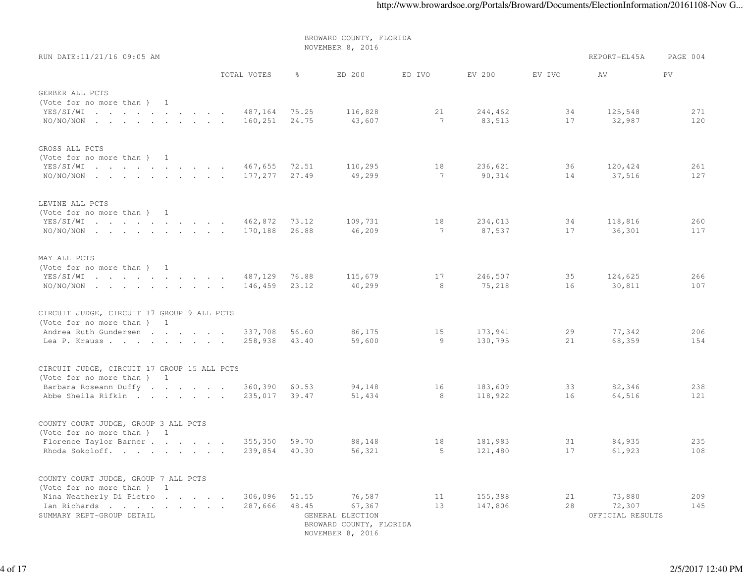BROWARD COUNTY, FLORIDA
NOVEMBER 8, 2016

RUN DATE:11/21/16 09:05 AM

REPORT-EL45A PAGE 004

| | TOTAL VOTES | % | ED 200 | ED IVO | EV 200 | EV IVO | AV | PV |
|---|---|---|---|---|---|---|---|---|
| **GERBER ALL PCTS** | | | | | | | | |
| (Vote for no more than ) 1 | | | | | | | | |
| YES/SI/WI | 487,164 | 75.25 | 116,828 | 21 | 244,462 | 34 | 125,548 | 271 |
| NO/NO/NON | 160,251 | 24.75 | 43,607 | 7 | 83,513 | 17 | 32,987 | 120 |
| **GROSS ALL PCTS** | | | | | | | | |
| (Vote for no more than ) 1 | | | | | | | | |
| YES/SI/WI | 467,655 | 72.51 | 110,295 | 18 | 236,621 | 36 | 120,424 | 261 |
| NO/NO/NON | 177,277 | 27.49 | 49,299 | 7 | 90,314 | 14 | 37,516 | 127 |
| **LEVINE ALL PCTS** | | | | | | | | |
| (Vote for no more than ) 1 | | | | | | | | |
| YES/SI/WI | 462,872 | 73.12 | 109,731 | 18 | 234,013 | 34 | 118,816 | 260 |
| NO/NO/NON | 170,188 | 26.88 | 46,209 | 7 | 87,537 | 17 | 36,301 | 117 |
| **MAY ALL PCTS** | | | | | | | | |
| (Vote for no more than ) 1 | | | | | | | | |
| YES/SI/WI | 487,129 | 76.88 | 115,679 | 17 | 246,507 | 35 | 124,625 | 266 |
| NO/NO/NON | 146,459 | 23.12 | 40,299 | 8 | 75,218 | 16 | 30,811 | 107 |
| **CIRCUIT JUDGE, CIRCUIT 17 GROUP 9 ALL PCTS** | | | | | | | | |
| (Vote for no more than ) 1 | | | | | | | | |
| Andrea Ruth Gundersen | 337,708 | 56.60 | 86,175 | 15 | 173,941 | 29 | 77,342 | 206 |
| Lea P. Krauss | 258,938 | 43.40 | 59,600 | 9 | 130,795 | 21 | 68,359 | 154 |
| **CIRCUIT JUDGE, CIRCUIT 17 GROUP 15 ALL PCTS** | | | | | | | | |
| (Vote for no more than ) 1 | | | | | | | | |
| Barbara Roseann Duffy | 360,390 | 60.53 | 94,148 | 16 | 183,609 | 33 | 82,346 | 238 |
| Abbe Sheila Rifkin | 235,017 | 39.47 | 51,434 | 8 | 118,922 | 16 | 64,516 | 121 |
| **COUNTY COURT JUDGE, GROUP 3 ALL PCTS** | | | | | | | | |
| (Vote for no more than ) 1 | | | | | | | | |
| Florence Taylor Barner | 355,350 | 59.70 | 88,148 | 18 | 181,983 | 31 | 84,935 | 235 |
| Rhoda Sokoloff. | 239,854 | 40.30 | 56,321 | 5 | 121,480 | 17 | 61,923 | 108 |
| **COUNTY COURT JUDGE, GROUP 7 ALL PCTS** | | | | | | | | |
| (Vote for no more than ) 1 | | | | | | | | |
| Nina Weatherly Di Pietro | 306,096 | 51.55 | 76,587 | 11 | 155,388 | 21 | 73,880 | 209 |
| Ian Richards | 287,666 | 48.45 | 67,367 | 13 | 147,806 | 28 | 72,307 | 145 |

SUMMARY REPT-GROUP DETAIL

GENERAL ELECTION
BROWARD COUNTY, FLORIDA
NOVEMBER 8, 2016

OFFICIAL RESULTS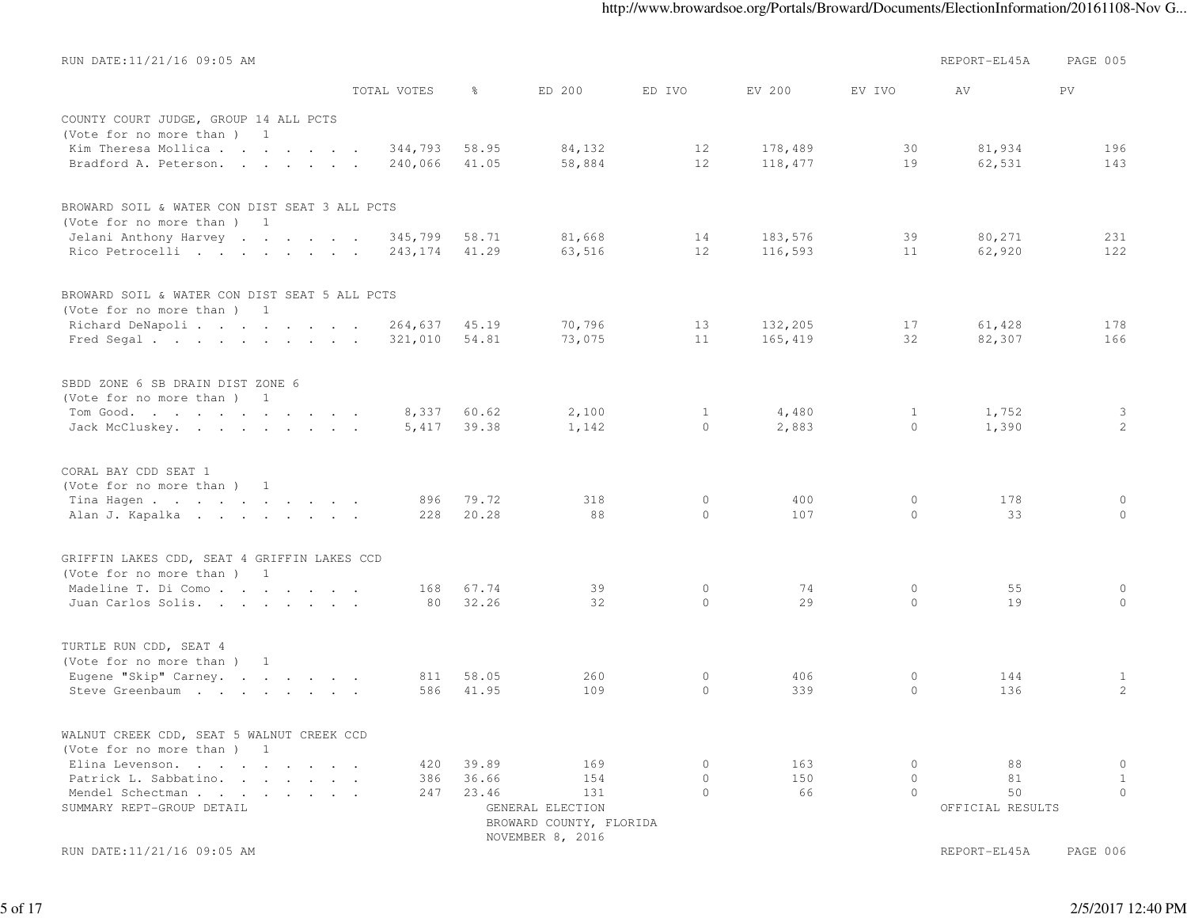RUN DATE:11/21/16 09:05 AM REPORT-EL45A PAGE 005

| | TOTAL VOTES | % | ED 200 | ED IVO | EV 200 | EV IVO | AV | PV |
|---|---|---|---|---|---|---|---|---|
| **COUNTY COURT JUDGE, GROUP 14 ALL PCTS** | | | | | | | | |
| (Vote for no more than ) 1 | | | | | | | | |
| Kim Theresa Mollica | 344,793 | 58.95 | 84,132 | 12 | 178,489 | 30 | 81,934 | 196 |
| Bradford A. Peterson | 240,066 | 41.05 | 58,884 | 12 | 118,477 | 19 | 62,531 | 143 |
| **BROWARD SOIL & WATER CON DIST SEAT 3 ALL PCTS** | | | | | | | | |
| (Vote for no more than ) 1 | | | | | | | | |
| Jelani Anthony Harvey | 345,799 | 58.71 | 81,668 | 14 | 183,576 | 39 | 80,271 | 231 |
| Rico Petrocelli | 243,174 | 41.29 | 63,516 | 12 | 116,593 | 11 | 62,920 | 122 |
| **BROWARD SOIL & WATER CON DIST SEAT 5 ALL PCTS** | | | | | | | | |
| (Vote for no more than ) 1 | | | | | | | | |
| Richard DeNapoli | 264,637 | 45.19 | 70,796 | 13 | 132,205 | 17 | 61,428 | 178 |
| Fred Segal | 321,010 | 54.81 | 73,075 | 11 | 165,419 | 32 | 82,307 | 166 |
| **SBDD ZONE 6 SB DRAIN DIST ZONE 6** | | | | | | | | |
| (Vote for no more than ) 1 | | | | | | | | |
| Tom Good | 8,337 | 60.62 | 2,100 | 1 | 4,480 | 1 | 1,752 | 3 |
| Jack McCluskey | 5,417 | 39.38 | 1,142 | 0 | 2,883 | 0 | 1,390 | 2 |
| **CORAL BAY CDD SEAT 1** | | | | | | | | |
| (Vote for no more than ) 1 | | | | | | | | |
| Tina Hagen | 896 | 79.72 | 318 | 0 | 400 | 0 | 178 | 0 |
| Alan J. Kapalka | 228 | 20.28 | 88 | 0 | 107 | 0 | 33 | 0 |
| **GRIFFIN LAKES CDD, SEAT 4 GRIFFIN LAKES CCD** | | | | | | | | |
| (Vote for no more than ) 1 | | | | | | | | |
| Madeline T. Di Como | 168 | 67.74 | 39 | 0 | 74 | 0 | 55 | 0 |
| Juan Carlos Solis | 80 | 32.26 | 32 | 0 | 29 | 0 | 19 | 0 |
| **TURTLE RUN CDD, SEAT 4** | | | | | | | | |
| (Vote for no more than ) 1 | | | | | | | | |
| Eugene "Skip" Carney | 811 | 58.05 | 260 | 0 | 406 | 0 | 144 | 1 |
| Steve Greenbaum | 586 | 41.95 | 109 | 0 | 339 | 0 | 136 | 2 |
| **WALNUT CREEK CDD, SEAT 5 WALNUT CREEK CCD** | | | | | | | | |
| (Vote for no more than ) 1 | | | | | | | | |
| Elina Levenson | 420 | 39.89 | 169 | 0 | 163 | 0 | 88 | 0 |
| Patrick L. Sabbatino | 386 | 36.66 | 154 | 0 | 150 | 0 | 81 | 1 |
| Mendel Schectman | 247 | 23.46 | 131 | 0 | 66 | 0 | 50 | 0 |

SUMMARY REPT-GROUP DETAIL — GENERAL ELECTION — BROWARD COUNTY, FLORIDA — NOVEMBER 8, 2016 — OFFICIAL RESULTS

RUN DATE:11/21/16 09:05 AM REPORT-EL45A PAGE 006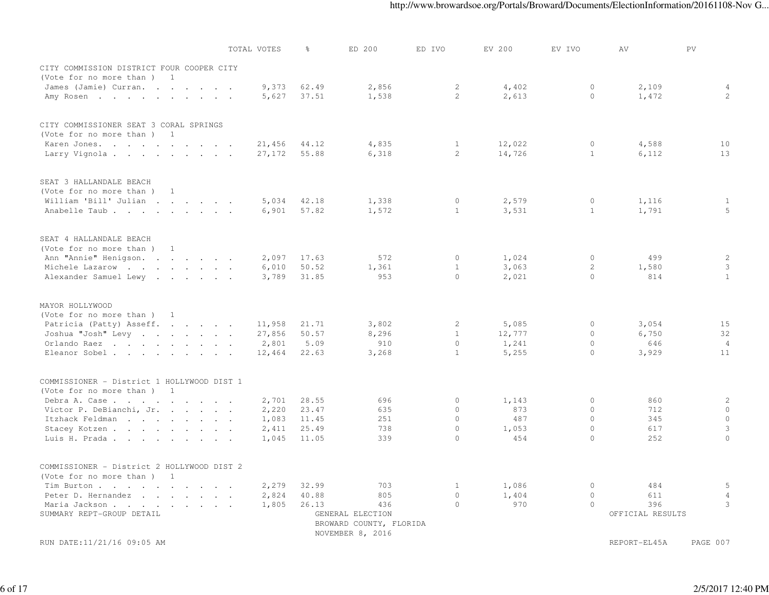| | TOTAL VOTES | % | ED 200 | ED IVO | EV 200 | EV IVO | AV | PV |
|---|---|---|---|---|---|---|---|---|
| **CITY COMMISSION DISTRICT FOUR COOPER CITY** | | | | | | | | |
| (Vote for no more than ) 1 | | | | | | | | |
| James (Jamie) Curran. . . . . . . | 9,373 | 62.49 | 2,856 | 2 | 4,402 | 0 | 2,109 | 4 |
| Amy Rosen . . . . . . . . . . | 5,627 | 37.51 | 1,538 | 2 | 2,613 | 0 | 1,472 | 2 |
| **CITY COMMISSIONER SEAT 3 CORAL SPRINGS** | | | | | | | | |
| (Vote for no more than ) 1 | | | | | | | | |
| Karen Jones. . . . . . . . . . | 21,456 | 44.12 | 4,835 | 1 | 12,022 | 0 | 4,588 | 10 |
| Larry Vignola . . . . . . . . . | 27,172 | 55.88 | 6,318 | 2 | 14,726 | 1 | 6,112 | 13 |
| **SEAT 3 HALLANDALE BEACH** | | | | | | | | |
| (Vote for no more than ) 1 | | | | | | | | |
| William 'Bill' Julian . . . . . . | 5,034 | 42.18 | 1,338 | 0 | 2,579 | 0 | 1,116 | 1 |
| Anabelle Taub . . . . . . . . . | 6,901 | 57.82 | 1,572 | 1 | 3,531 | 1 | 1,791 | 5 |
| **SEAT 4 HALLANDALE BEACH** | | | | | | | | |
| (Vote for no more than ) 1 | | | | | | | | |
| Ann "Annie" Henigson. . . . . . . | 2,097 | 17.63 | 572 | 0 | 1,024 | 0 | 499 | 2 |
| Michele Lazarow . . . . . . . . | 6,010 | 50.52 | 1,361 | 1 | 3,063 | 2 | 1,580 | 3 |
| Alexander Samuel Lewy . . . . . . | 3,789 | 31.85 | 953 | 0 | 2,021 | 0 | 814 | 1 |
| **MAYOR HOLLYWOOD** | | | | | | | | |
| (Vote for no more than ) 1 | | | | | | | | |
| Patricia (Patty) Asseff. . . . . . | 11,958 | 21.71 | 3,802 | 2 | 5,085 | 0 | 3,054 | 15 |
| Joshua "Josh" Levy . . . . . . . | 27,856 | 50.57 | 8,296 | 1 | 12,777 | 0 | 6,750 | 32 |
| Orlando Raez . . . . . . . . . | 2,801 | 5.09 | 910 | 0 | 1,241 | 0 | 646 | 4 |
| Eleanor Sobel . . . . . . . . . | 12,464 | 22.63 | 3,268 | 1 | 5,255 | 0 | 3,929 | 11 |
| **COMMISSIONER - District 1 HOLLYWOOD DIST 1** | | | | | | | | |
| (Vote for no more than ) 1 | | | | | | | | |
| Debra A. Case . . . . . . . . . | 2,701 | 28.55 | 696 | 0 | 1,143 | 0 | 860 | 2 |
| Victor P. DeBianchi, Jr. . . . . . | 2,220 | 23.47 | 635 | 0 | 873 | 0 | 712 | 0 |
| Itzhack Feldman . . . . . . . . | 1,083 | 11.45 | 251 | 0 | 487 | 0 | 345 | 0 |
| Stacey Kotzen . . . . . . . . . | 2,411 | 25.49 | 738 | 0 | 1,053 | 0 | 617 | 3 |
| Luis H. Prada . . . . . . . . . | 1,045 | 11.05 | 339 | 0 | 454 | 0 | 252 | 0 |
| **COMMISSIONER - District 2 HOLLYWOOD DIST 2** | | | | | | | | |
| (Vote for no more than ) 1 | | | | | | | | |
| Tim Burton . . . . . . . . . . | 2,279 | 32.99 | 703 | 1 | 1,086 | 0 | 484 | 5 |
| Peter D. Hernandez . . . . . . . | 2,824 | 40.88 | 805 | 0 | 1,404 | 0 | 611 | 4 |
| Maria Jackson . . . . . . . . . | 1,805 | 26.13 | 436 | 0 | 970 | 0 | 396 | 3 |

SUMMARY REPT-GROUP DETAIL

GENERAL ELECTION
BROWARD COUNTY, FLORIDA
NOVEMBER 8, 2016

OFFICIAL RESULTS

RUN DATE:11/21/16 09:05 AM

REPORT-EL45A PAGE 007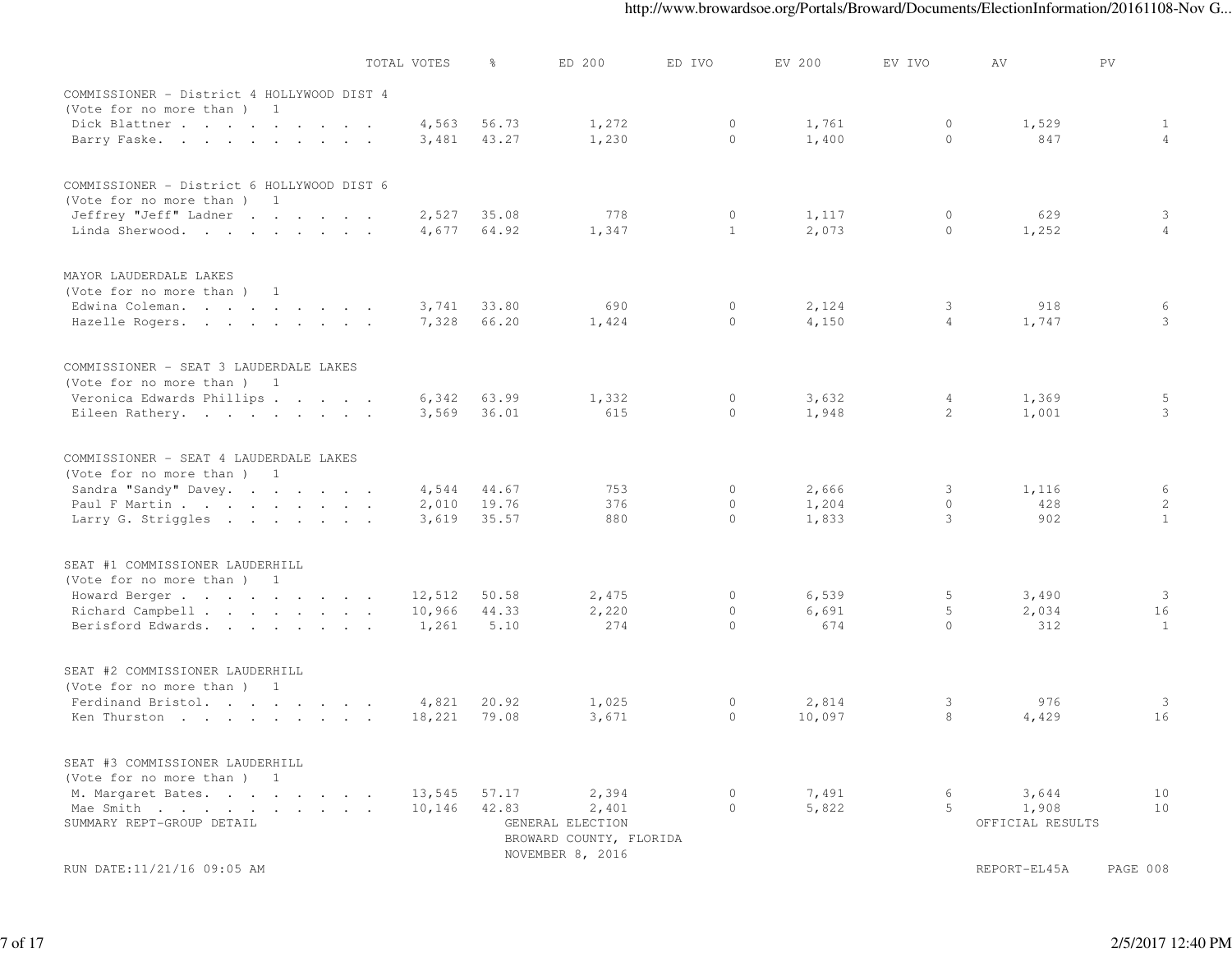| | TOTAL VOTES | % | ED 200 | ED IVO | EV 200 | EV IVO | AV | PV |
|---|---|---|---|---|---|---|---|---|
| **COMMISSIONER - District 4 HOLLYWOOD DIST 4** | | | | | | | | |
| (Vote for no more than ) 1 | | | | | | | | |
| Dick Blattner | 4,563 | 56.73 | 1,272 | 0 | 1,761 | 0 | 1,529 | 1 |
| Barry Faske | 3,481 | 43.27 | 1,230 | 0 | 1,400 | 0 | 847 | 4 |
| **COMMISSIONER - District 6 HOLLYWOOD DIST 6** | | | | | | | | |
| (Vote for no more than ) 1 | | | | | | | | |
| Jeffrey "Jeff" Ladner | 2,527 | 35.08 | 778 | 0 | 1,117 | 0 | 629 | 3 |
| Linda Sherwood | 4,677 | 64.92 | 1,347 | 1 | 2,073 | 0 | 1,252 | 4 |
| **MAYOR LAUDERDALE LAKES** | | | | | | | | |
| (Vote for no more than ) 1 | | | | | | | | |
| Edwina Coleman | 3,741 | 33.80 | 690 | 0 | 2,124 | 3 | 918 | 6 |
| Hazelle Rogers | 7,328 | 66.20 | 1,424 | 0 | 4,150 | 4 | 1,747 | 3 |
| **COMMISSIONER - SEAT 3 LAUDERDALE LAKES** | | | | | | | | |
| (Vote for no more than ) 1 | | | | | | | | |
| Veronica Edwards Phillips | 6,342 | 63.99 | 1,332 | 0 | 3,632 | 4 | 1,369 | 5 |
| Eileen Rathery | 3,569 | 36.01 | 615 | 0 | 1,948 | 2 | 1,001 | 3 |
| **COMMISSIONER - SEAT 4 LAUDERDALE LAKES** | | | | | | | | |
| (Vote for no more than ) 1 | | | | | | | | |
| Sandra "Sandy" Davey | 4,544 | 44.67 | 753 | 0 | 2,666 | 3 | 1,116 | 6 |
| Paul F Martin | 2,010 | 19.76 | 376 | 0 | 1,204 | 0 | 428 | 2 |
| Larry G. Striggles | 3,619 | 35.57 | 880 | 0 | 1,833 | 3 | 902 | 1 |
| **SEAT #1 COMMISSIONER LAUDERHILL** | | | | | | | | |
| (Vote for no more than ) 1 | | | | | | | | |
| Howard Berger | 12,512 | 50.58 | 2,475 | 0 | 6,539 | 5 | 3,490 | 3 |
| Richard Campbell | 10,966 | 44.33 | 2,220 | 0 | 6,691 | 5 | 2,034 | 16 |
| Berisford Edwards | 1,261 | 5.10 | 274 | 0 | 674 | 0 | 312 | 1 |
| **SEAT #2 COMMISSIONER LAUDERHILL** | | | | | | | | |
| (Vote for no more than ) 1 | | | | | | | | |
| Ferdinand Bristol | 4,821 | 20.92 | 1,025 | 0 | 2,814 | 3 | 976 | 3 |
| Ken Thurston | 18,221 | 79.08 | 3,671 | 0 | 10,097 | 8 | 4,429 | 16 |
| **SEAT #3 COMMISSIONER LAUDERHILL** | | | | | | | | |
| (Vote for no more than ) 1 | | | | | | | | |
| M. Margaret Bates | 13,545 | 57.17 | 2,394 | 0 | 7,491 | 6 | 3,644 | 10 |
| Mae Smith | 10,146 | 42.83 | 2,401 | 0 | 5,822 | 5 | 1,908 | 10 |

SUMMARY REPT-GROUP DETAIL

GENERAL ELECTION
BROWARD COUNTY, FLORIDA
NOVEMBER 8, 2016

OFFICIAL RESULTS

RUN DATE:11/21/16 09:05 AM

REPORT-EL45A PAGE 008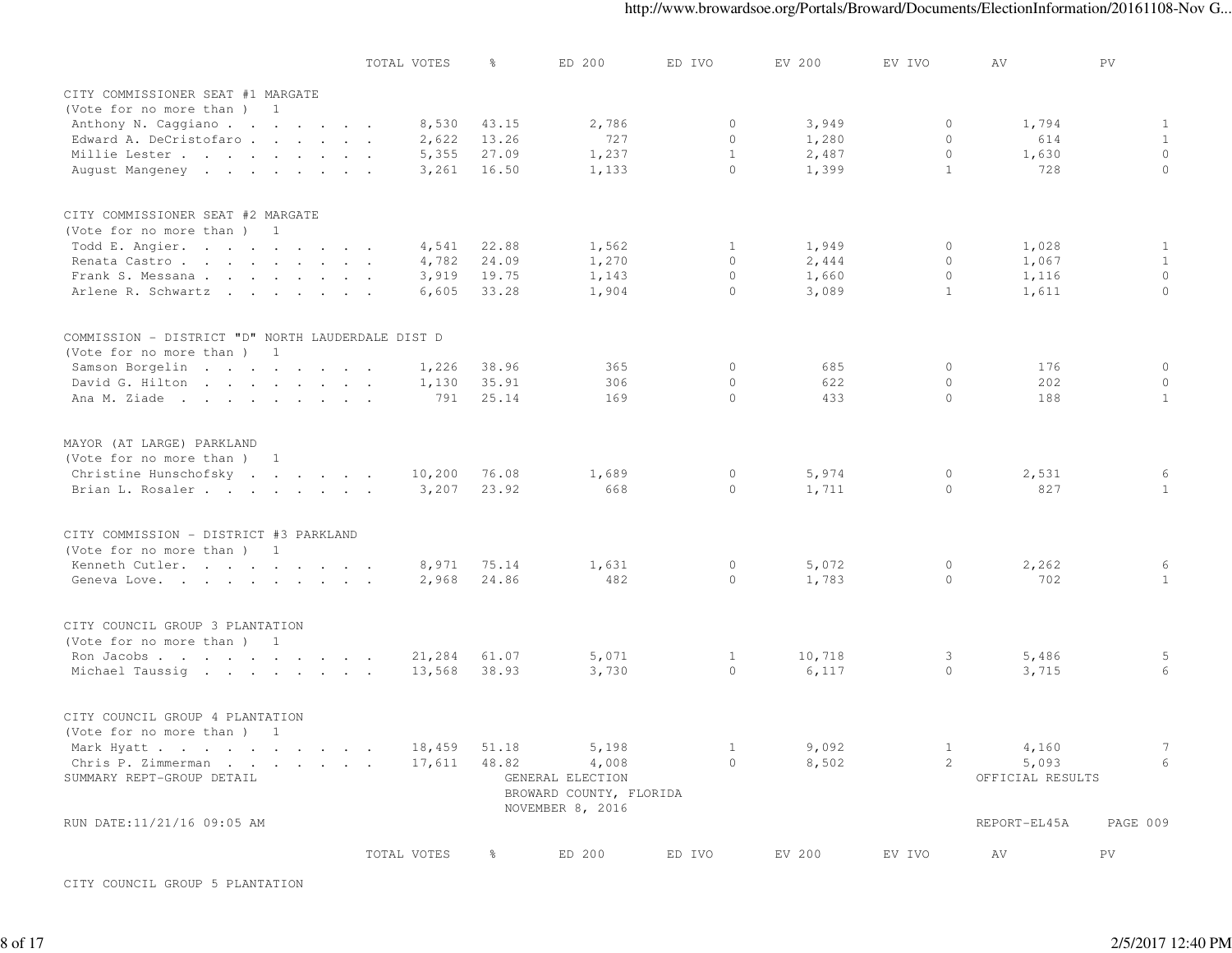| | TOTAL VOTES | % | ED 200 | ED IVO | EV 200 | EV IVO | AV | PV |
|---|---|---|---|---|---|---|---|---|
| **CITY COMMISSIONER SEAT #1 MARGATE** | | | | | | | | |
| (Vote for no more than ) 1 | | | | | | | | |
| Anthony N. Caggiano | 8,530 | 43.15 | 2,786 | 0 | 3,949 | 0 | 1,794 | 1 |
| Edward A. DeCristofaro | 2,622 | 13.26 | 727 | 0 | 1,280 | 0 | 614 | 1 |
| Millie Lester | 5,355 | 27.09 | 1,237 | 1 | 2,487 | 0 | 1,630 | 0 |
| August Mangeney | 3,261 | 16.50 | 1,133 | 0 | 1,399 | 1 | 728 | 0 |
| **CITY COMMISSIONER SEAT #2 MARGATE** | | | | | | | | |
| (Vote for no more than ) 1 | | | | | | | | |
| Todd E. Angier | 4,541 | 22.88 | 1,562 | 1 | 1,949 | 0 | 1,028 | 1 |
| Renata Castro | 4,782 | 24.09 | 1,270 | 0 | 2,444 | 0 | 1,067 | 1 |
| Frank S. Messana | 3,919 | 19.75 | 1,143 | 0 | 1,660 | 0 | 1,116 | 0 |
| Arlene R. Schwartz | 6,605 | 33.28 | 1,904 | 0 | 3,089 | 1 | 1,611 | 0 |
| **COMMISSION - DISTRICT "D" NORTH LAUDERDALE DIST D** | | | | | | | | |
| (Vote for no more than ) 1 | | | | | | | | |
| Samson Borgelin | 1,226 | 38.96 | 365 | 0 | 685 | 0 | 176 | 0 |
| David G. Hilton | 1,130 | 35.91 | 306 | 0 | 622 | 0 | 202 | 0 |
| Ana M. Ziade | 791 | 25.14 | 169 | 0 | 433 | 0 | 188 | 1 |
| **MAYOR (AT LARGE) PARKLAND** | | | | | | | | |
| (Vote for no more than ) 1 | | | | | | | | |
| Christine Hunschofsky | 10,200 | 76.08 | 1,689 | 0 | 5,974 | 0 | 2,531 | 6 |
| Brian L. Rosaler | 3,207 | 23.92 | 668 | 0 | 1,711 | 0 | 827 | 1 |
| **CITY COMMISSION - DISTRICT #3 PARKLAND** | | | | | | | | |
| (Vote for no more than ) 1 | | | | | | | | |
| Kenneth Cutler | 8,971 | 75.14 | 1,631 | 0 | 5,072 | 0 | 2,262 | 6 |
| Geneva Love | 2,968 | 24.86 | 482 | 0 | 1,783 | 0 | 702 | 1 |
| **CITY COUNCIL GROUP 3 PLANTATION** | | | | | | | | |
| (Vote for no more than ) 1 | | | | | | | | |
| Ron Jacobs | 21,284 | 61.07 | 5,071 | 1 | 10,718 | 3 | 5,486 | 5 |
| Michael Taussig | 13,568 | 38.93 | 3,730 | 0 | 6,117 | 0 | 3,715 | 6 |
| **CITY COUNCIL GROUP 4 PLANTATION** | | | | | | | | |
| (Vote for no more than ) 1 | | | | | | | | |
| Mark Hyatt | 18,459 | 51.18 | 5,198 | 1 | 9,092 | 1 | 4,160 | 7 |
| Chris P. Zimmerman | 17,611 | 48.82 | 4,008 | 0 | 8,502 | 2 | 5,093 | 6 |

SUMMARY REPT-GROUP DETAIL

GENERAL ELECTION
BROWARD COUNTY, FLORIDA
NOVEMBER 8, 2016

OFFICIAL RESULTS

RUN DATE:11/21/16 09:05 AM

REPORT-EL45A PAGE 009

| | TOTAL VOTES | % | ED 200 | ED IVO | EV 200 | EV IVO | AV | PV |
|---|---|---|---|---|---|---|---|---|
| **CITY COUNCIL GROUP 5 PLANTATION** | | | | | | | | |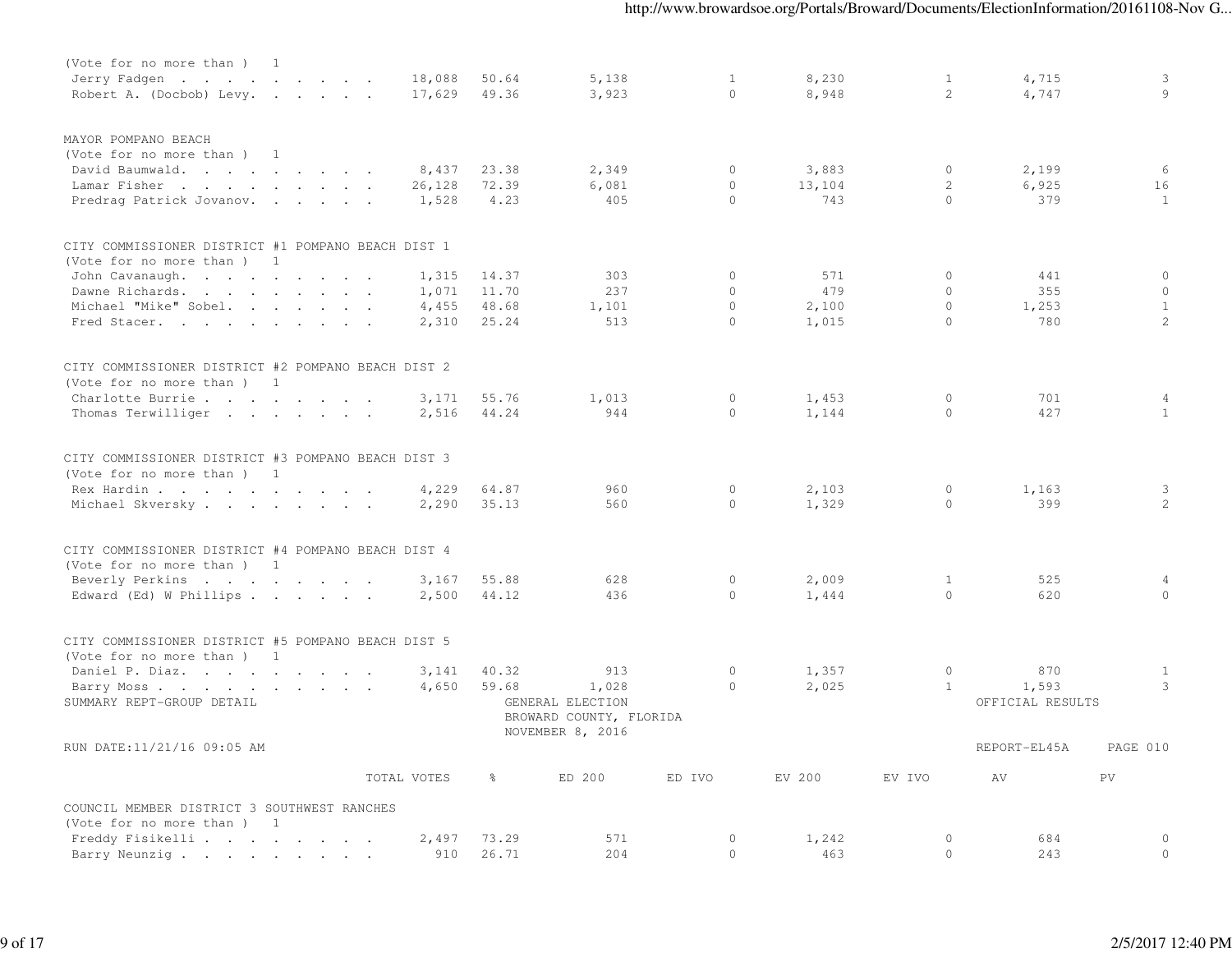(Vote for no more than ) 1

| | TOTAL VOTES | % | ED 200 | ED IVO | EV 200 | EV IVO | AV | PV |
|---|---|---|---|---|---|---|---|---|
| Jerry Fadgen | 18,088 | 50.64 | 5,138 | 1 | 8,230 | 1 | 4,715 | 3 |
| Robert A. (Docbob) Levy. | 17,629 | 49.36 | 3,923 | 0 | 8,948 | 2 | 4,747 | 9 |

MAYOR POMPANO BEACH
(Vote for no more than ) 1

| | TOTAL VOTES | % | ED 200 | ED IVO | EV 200 | EV IVO | AV | PV |
|---|---|---|---|---|---|---|---|---|
| David Baumwald. | 8,437 | 23.38 | 2,349 | 0 | 3,883 | 0 | 2,199 | 6 |
| Lamar Fisher | 26,128 | 72.39 | 6,081 | 0 | 13,104 | 2 | 6,925 | 16 |
| Predrag Patrick Jovanov. | 1,528 | 4.23 | 405 | 0 | 743 | 0 | 379 | 1 |

CITY COMMISSIONER DISTRICT #1 POMPANO BEACH DIST 1
(Vote for no more than ) 1

| | TOTAL VOTES | % | ED 200 | ED IVO | EV 200 | EV IVO | AV | PV |
|---|---|---|---|---|---|---|---|---|
| John Cavanaugh. | 1,315 | 14.37 | 303 | 0 | 571 | 0 | 441 | 0 |
| Dawne Richards. | 1,071 | 11.70 | 237 | 0 | 479 | 0 | 355 | 0 |
| Michael "Mike" Sobel. | 4,455 | 48.68 | 1,101 | 0 | 2,100 | 0 | 1,253 | 1 |
| Fred Stacer. | 2,310 | 25.24 | 513 | 0 | 1,015 | 0 | 780 | 2 |

CITY COMMISSIONER DISTRICT #2 POMPANO BEACH DIST 2
(Vote for no more than ) 1

| | TOTAL VOTES | % | ED 200 | ED IVO | EV 200 | EV IVO | AV | PV |
|---|---|---|---|---|---|---|---|---|
| Charlotte Burrie | 3,171 | 55.76 | 1,013 | 0 | 1,453 | 0 | 701 | 4 |
| Thomas Terwilliger | 2,516 | 44.24 | 944 | 0 | 1,144 | 0 | 427 | 1 |

CITY COMMISSIONER DISTRICT #3 POMPANO BEACH DIST 3
(Vote for no more than ) 1

| | TOTAL VOTES | % | ED 200 | ED IVO | EV 200 | EV IVO | AV | PV |
|---|---|---|---|---|---|---|---|---|
| Rex Hardin | 4,229 | 64.87 | 960 | 0 | 2,103 | 0 | 1,163 | 3 |
| Michael Skversky | 2,290 | 35.13 | 560 | 0 | 1,329 | 0 | 399 | 2 |

CITY COMMISSIONER DISTRICT #4 POMPANO BEACH DIST 4
(Vote for no more than ) 1

| | TOTAL VOTES | % | ED 200 | ED IVO | EV 200 | EV IVO | AV | PV |
|---|---|---|---|---|---|---|---|---|
| Beverly Perkins | 3,167 | 55.88 | 628 | 0 | 2,009 | 1 | 525 | 4 |
| Edward (Ed) W Phillips | 2,500 | 44.12 | 436 | 0 | 1,444 | 0 | 620 | 0 |

CITY COMMISSIONER DISTRICT #5 POMPANO BEACH DIST 5
(Vote for no more than ) 1

| | TOTAL VOTES | % | ED 200 | ED IVO | EV 200 | EV IVO | AV | PV |
|---|---|---|---|---|---|---|---|---|
| Daniel P. Diaz. | 3,141 | 40.32 | 913 | 0 | 1,357 | 0 | 870 | 1 |
| Barry Moss | 4,650 | 59.68 | 1,028 | 0 | 2,025 | 1 | 1,593 | 3 |

SUMMARY REPT-GROUP DETAIL GENERAL ELECTION OFFICIAL RESULTS
BROWARD COUNTY, FLORIDA
NOVEMBER 8, 2016

RUN DATE:11/21/16 09:05 AM REPORT-EL45A PAGE 010

COUNCIL MEMBER DISTRICT 3 SOUTHWEST RANCHES
(Vote for no more than ) 1

| | TOTAL VOTES | % | ED 200 | ED IVO | EV 200 | EV IVO | AV | PV |
|---|---|---|---|---|---|---|---|---|
| Freddy Fisikelli | 2,497 | 73.29 | 571 | 0 | 1,242 | 0 | 684 | 0 |
| Barry Neunzig | 910 | 26.71 | 204 | 0 | 463 | 0 | 243 | 0 |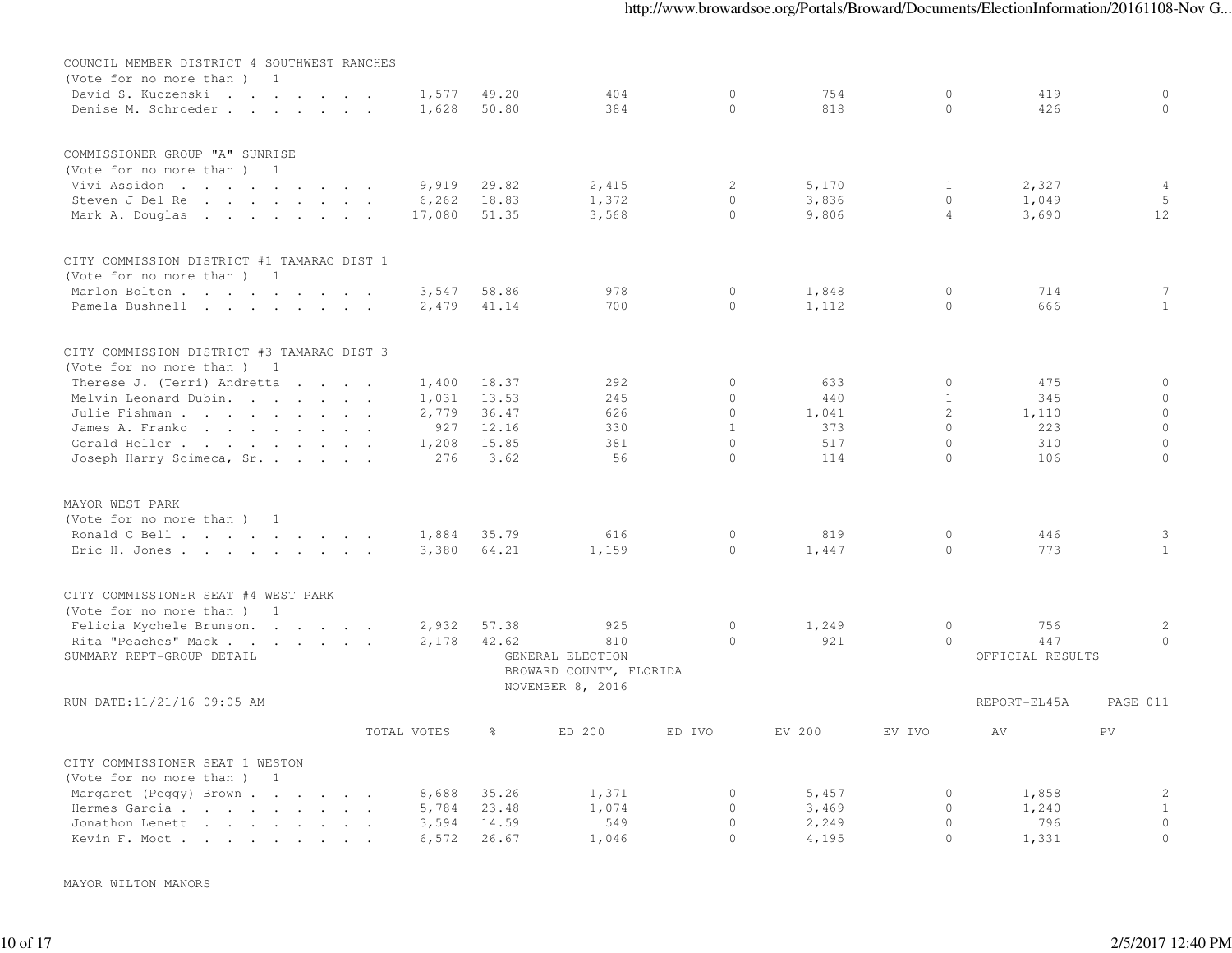COUNCIL MEMBER DISTRICT 4 SOUTHWEST RANCHES
(Vote for no more than ) 1

| Candidate | TOTAL VOTES | % | ED 200 | ED IVO | EV 200 | EV IVO | AV | PV |
|---|---|---|---|---|---|---|---|---|
| David S. Kuczenski | 1,577 | 49.20 | 404 | 0 | 754 | 0 | 419 | 0 |
| Denise M. Schroeder | 1,628 | 50.80 | 384 | 0 | 818 | 0 | 426 | 0 |

COMMISSIONER GROUP "A" SUNRISE
(Vote for no more than ) 1

| Candidate | TOTAL VOTES | % | ED 200 | ED IVO | EV 200 | EV IVO | AV | PV |
|---|---|---|---|---|---|---|---|---|
| Vivi Assidon | 9,919 | 29.82 | 2,415 | 2 | 5,170 | 1 | 2,327 | 4 |
| Steven J Del Re | 6,262 | 18.83 | 1,372 | 0 | 3,836 | 0 | 1,049 | 5 |
| Mark A. Douglas | 17,080 | 51.35 | 3,568 | 0 | 9,806 | 4 | 3,690 | 12 |

CITY COMMISSION DISTRICT #1 TAMARAC DIST 1
(Vote for no more than ) 1

| Candidate | TOTAL VOTES | % | ED 200 | ED IVO | EV 200 | EV IVO | AV | PV |
|---|---|---|---|---|---|---|---|---|
| Marlon Bolton | 3,547 | 58.86 | 978 | 0 | 1,848 | 0 | 714 | 7 |
| Pamela Bushnell | 2,479 | 41.14 | 700 | 0 | 1,112 | 0 | 666 | 1 |

CITY COMMISSION DISTRICT #3 TAMARAC DIST 3
(Vote for no more than ) 1

| Candidate | TOTAL VOTES | % | ED 200 | ED IVO | EV 200 | EV IVO | AV | PV |
|---|---|---|---|---|---|---|---|---|
| Therese J. (Terri) Andretta | 1,400 | 18.37 | 292 | 0 | 633 | 0 | 475 | 0 |
| Melvin Leonard Dubin. | 1,031 | 13.53 | 245 | 0 | 440 | 1 | 345 | 0 |
| Julie Fishman | 2,779 | 36.47 | 626 | 0 | 1,041 | 2 | 1,110 | 0 |
| James A. Franko | 927 | 12.16 | 330 | 1 | 373 | 0 | 223 | 0 |
| Gerald Heller | 1,208 | 15.85 | 381 | 0 | 517 | 0 | 310 | 0 |
| Joseph Harry Scimeca, Sr. | 276 | 3.62 | 56 | 0 | 114 | 0 | 106 | 0 |

MAYOR WEST PARK
(Vote for no more than ) 1

| Candidate | TOTAL VOTES | % | ED 200 | ED IVO | EV 200 | EV IVO | AV | PV |
|---|---|---|---|---|---|---|---|---|
| Ronald C Bell | 1,884 | 35.79 | 616 | 0 | 819 | 0 | 446 | 3 |
| Eric H. Jones | 3,380 | 64.21 | 1,159 | 0 | 1,447 | 0 | 773 | 1 |

CITY COMMISSIONER SEAT #4 WEST PARK
(Vote for no more than ) 1

| Candidate | TOTAL VOTES | % | ED 200 | ED IVO | EV 200 | EV IVO | AV | PV |
|---|---|---|---|---|---|---|---|---|
| Felicia Mychele Brunson. | 2,932 | 57.38 | 925 | 0 | 1,249 | 0 | 756 | 2 |
| Rita "Peaches" Mack | 2,178 | 42.62 | 810 | 0 | 921 | 0 | 447 | 0 |

SUMMARY REPT-GROUP DETAIL — GENERAL ELECTION — BROWARD COUNTY, FLORIDA — NOVEMBER 8, 2016 — OFFICIAL RESULTS

RUN DATE:11/21/16 09:05 AM — REPORT-EL45A — PAGE 011

CITY COMMISSIONER SEAT 1 WESTON
(Vote for no more than ) 1

| Candidate | TOTAL VOTES | % | ED 200 | ED IVO | EV 200 | EV IVO | AV | PV |
|---|---|---|---|---|---|---|---|---|
| Margaret (Peggy) Brown | 8,688 | 35.26 | 1,371 | 0 | 5,457 | 0 | 1,858 | 2 |
| Hermes Garcia | 5,784 | 23.48 | 1,074 | 0 | 3,469 | 0 | 1,240 | 1 |
| Jonathon Lenett | 3,594 | 14.59 | 549 | 0 | 2,249 | 0 | 796 | 0 |
| Kevin F. Moot | 6,572 | 26.67 | 1,046 | 0 | 4,195 | 0 | 1,331 | 0 |

MAYOR WILTON MANORS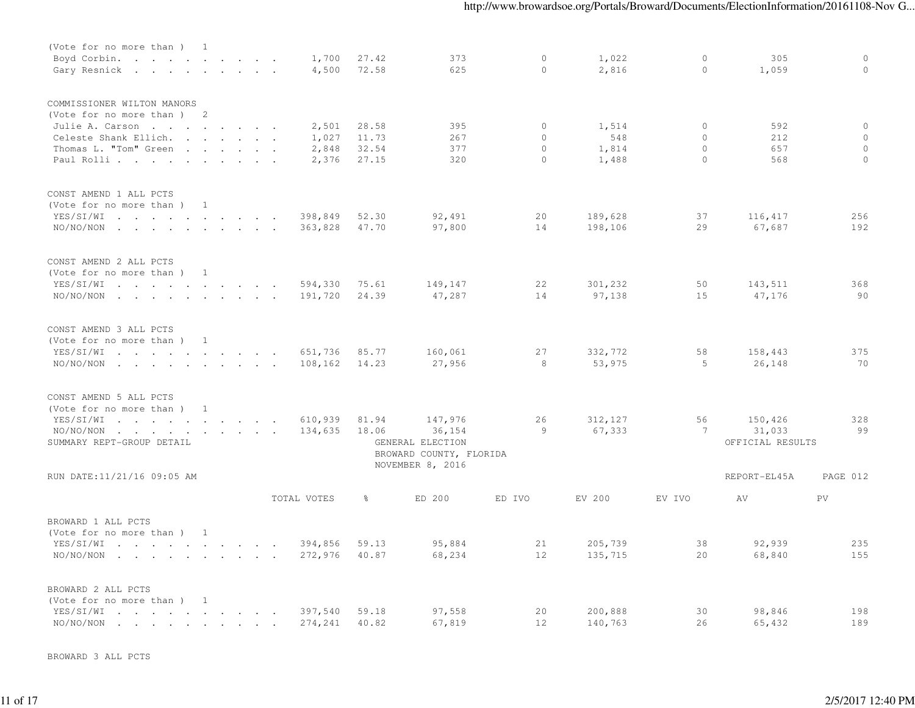| | TOTAL VOTES | % | ED 200 | ED IVO | EV 200 | EV IVO | AV | PV |
|---|---|---|---|---|---|---|---|---|
| (Vote for no more than ) 1 | | | | | | | | |
| Boyd Corbin. . . . . . . . . . . | 1,700 | 27.42 | 373 | 0 | 1,022 | 0 | 305 | 0 |
| Gary Resnick . . . . . . . . . . | 4,500 | 72.58 | 625 | 0 | 2,816 | 0 | 1,059 | 0 |
| **COMMISSIONER WILTON MANORS** | | | | | | | | |
| (Vote for no more than ) 2 | | | | | | | | |
| Julie A. Carson . . . . . . . . | 2,501 | 28.58 | 395 | 0 | 1,514 | 0 | 592 | 0 |
| Celeste Shank Ellich. . . . . . . | 1,027 | 11.73 | 267 | 0 | 548 | 0 | 212 | 0 |
| Thomas L. "Tom" Green . . . . . . | 2,848 | 32.54 | 377 | 0 | 1,814 | 0 | 657 | 0 |
| Paul Rolli . . . . . . . . . . . | 2,376 | 27.15 | 320 | 0 | 1,488 | 0 | 568 | 0 |
| **CONST AMEND 1 ALL PCTS** | | | | | | | | |
| (Vote for no more than ) 1 | | | | | | | | |
| YES/SI/WI . . . . . . . . . . . | 398,849 | 52.30 | 92,491 | 20 | 189,628 | 37 | 116,417 | 256 |
| NO/NO/NON . . . . . . . . . . . | 363,828 | 47.70 | 97,800 | 14 | 198,106 | 29 | 67,687 | 192 |
| **CONST AMEND 2 ALL PCTS** | | | | | | | | |
| (Vote for no more than ) 1 | | | | | | | | |
| YES/SI/WI . . . . . . . . . . . | 594,330 | 75.61 | 149,147 | 22 | 301,232 | 50 | 143,511 | 368 |
| NO/NO/NON . . . . . . . . . . . | 191,720 | 24.39 | 47,287 | 14 | 97,138 | 15 | 47,176 | 90 |
| **CONST AMEND 3 ALL PCTS** | | | | | | | | |
| (Vote for no more than ) 1 | | | | | | | | |
| YES/SI/WI . . . . . . . . . . . | 651,736 | 85.77 | 160,061 | 27 | 332,772 | 58 | 158,443 | 375 |
| NO/NO/NON . . . . . . . . . . . | 108,162 | 14.23 | 27,956 | 8 | 53,975 | 5 | 26,148 | 70 |
| **CONST AMEND 5 ALL PCTS** | | | | | | | | |
| (Vote for no more than ) 1 | | | | | | | | |
| YES/SI/WI . . . . . . . . . . . | 610,939 | 81.94 | 147,976 | 26 | 312,127 | 56 | 150,426 | 328 |
| NO/NO/NON . . . . . . . . . . . | 134,635 | 18.06 | 36,154 | 9 | 67,333 | 7 | 31,033 | 99 |

SUMMARY REPT-GROUP DETAIL

GENERAL ELECTION
BROWARD COUNTY, FLORIDA
NOVEMBER 8, 2016

OFFICIAL RESULTS

RUN DATE:11/21/16 09:05 AM

REPORT-EL45A PAGE 012

| | TOTAL VOTES | % | ED 200 | ED IVO | EV 200 | EV IVO | AV | PV |
|---|---|---|---|---|---|---|---|---|
| **BROWARD 1 ALL PCTS** | | | | | | | | |
| (Vote for no more than ) 1 | | | | | | | | |
| YES/SI/WI . . . . . . . . . . . | 394,856 | 59.13 | 95,884 | 21 | 205,739 | 38 | 92,939 | 235 |
| NO/NO/NON . . . . . . . . . . . | 272,976 | 40.87 | 68,234 | 12 | 135,715 | 20 | 68,840 | 155 |
| **BROWARD 2 ALL PCTS** | | | | | | | | |
| (Vote for no more than ) 1 | | | | | | | | |
| YES/SI/WI . . . . . . . . . . . | 397,540 | 59.18 | 97,558 | 20 | 200,888 | 30 | 98,846 | 198 |
| NO/NO/NON . . . . . . . . . . . | 274,241 | 40.82 | 67,819 | 12 | 140,763 | 26 | 65,432 | 189 |

BROWARD 3 ALL PCTS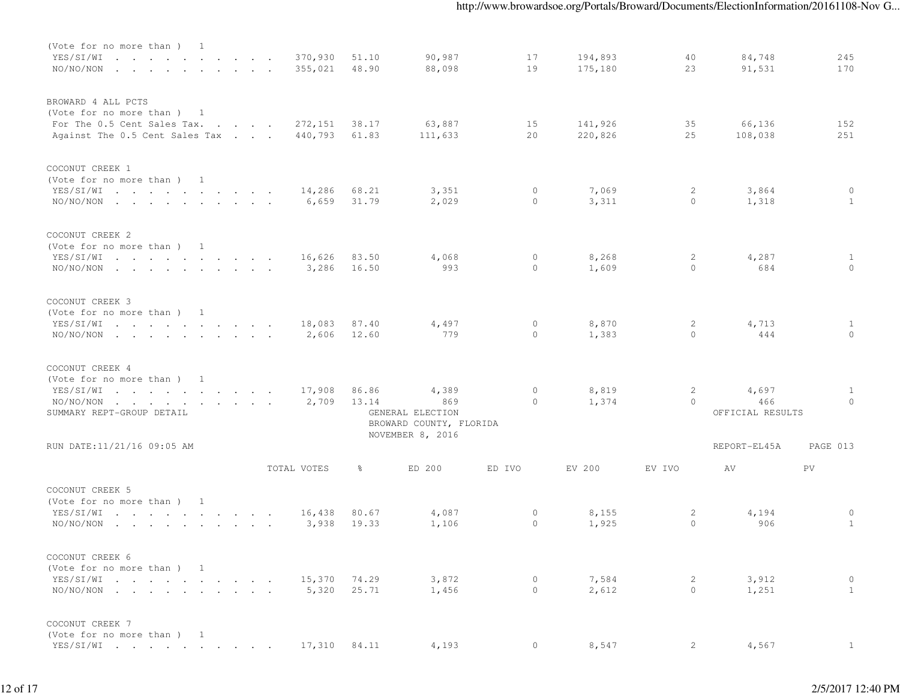| | TOTAL VOTES | % | ED 200 | ED IVO | EV 200 | EV IVO | AV | PV |
|---|---|---|---|---|---|---|---|---|
| (Vote for no more than ) 1 | | | | | | | | |
| YES/SI/WI . . . . . . . . . . . | 370,930 | 51.10 | 90,987 | 17 | 194,893 | 40 | 84,748 | 245 |
| NO/NO/NON . . . . . . . . . . . | 355,021 | 48.90 | 88,098 | 19 | 175,180 | 23 | 91,531 | 170 |
| **BROWARD 4 ALL PCTS** | | | | | | | | |
| (Vote for no more than ) 1 | | | | | | | | |
| For The 0.5 Cent Sales Tax. . . . . | 272,151 | 38.17 | 63,887 | 15 | 141,926 | 35 | 66,136 | 152 |
| Against The 0.5 Cent Sales Tax . . . | 440,793 | 61.83 | 111,633 | 20 | 220,826 | 25 | 108,038 | 251 |
| **COCONUT CREEK 1** | | | | | | | | |
| (Vote for no more than ) 1 | | | | | | | | |
| YES/SI/WI . . . . . . . . . . . | 14,286 | 68.21 | 3,351 | 0 | 7,069 | 2 | 3,864 | 0 |
| NO/NO/NON . . . . . . . . . . . | 6,659 | 31.79 | 2,029 | 0 | 3,311 | 0 | 1,318 | 1 |
| **COCONUT CREEK 2** | | | | | | | | |
| (Vote for no more than ) 1 | | | | | | | | |
| YES/SI/WI . . . . . . . . . . . | 16,626 | 83.50 | 4,068 | 0 | 8,268 | 2 | 4,287 | 1 |
| NO/NO/NON . . . . . . . . . . . | 3,286 | 16.50 | 993 | 0 | 1,609 | 0 | 684 | 0 |
| **COCONUT CREEK 3** | | | | | | | | |
| (Vote for no more than ) 1 | | | | | | | | |
| YES/SI/WI . . . . . . . . . . . | 18,083 | 87.40 | 4,497 | 0 | 8,870 | 2 | 4,713 | 1 |
| NO/NO/NON . . . . . . . . . . . | 2,606 | 12.60 | 779 | 0 | 1,383 | 0 | 444 | 0 |
| **COCONUT CREEK 4** | | | | | | | | |
| (Vote for no more than ) 1 | | | | | | | | |
| YES/SI/WI . . . . . . . . . . . | 17,908 | 86.86 | 4,389 | 0 | 8,819 | 2 | 4,697 | 1 |
| NO/NO/NON . . . . . . . . . . . | 2,709 | 13.14 | 869 | 0 | 1,374 | 0 | 466 | 0 |

SUMMARY REPT-GROUP DETAIL — GENERAL ELECTION — BROWARD COUNTY, FLORIDA — NOVEMBER 8, 2016 — OFFICIAL RESULTS

RUN DATE:11/21/16 09:05 AM — REPORT-EL45A — PAGE 013

| | TOTAL VOTES | % | ED 200 | ED IVO | EV 200 | EV IVO | AV | PV |
|---|---|---|---|---|---|---|---|---|
| **COCONUT CREEK 5** | | | | | | | | |
| (Vote for no more than ) 1 | | | | | | | | |
| YES/SI/WI . . . . . . . . . . . | 16,438 | 80.67 | 4,087 | 0 | 8,155 | 2 | 4,194 | 0 |
| NO/NO/NON . . . . . . . . . . . | 3,938 | 19.33 | 1,106 | 0 | 1,925 | 0 | 906 | 1 |
| **COCONUT CREEK 6** | | | | | | | | |
| (Vote for no more than ) 1 | | | | | | | | |
| YES/SI/WI . . . . . . . . . . . | 15,370 | 74.29 | 3,872 | 0 | 7,584 | 2 | 3,912 | 0 |
| NO/NO/NON . . . . . . . . . . . | 5,320 | 25.71 | 1,456 | 0 | 2,612 | 0 | 1,251 | 1 |
| **COCONUT CREEK 7** | | | | | | | | |
| (Vote for no more than ) 1 | | | | | | | | |
| YES/SI/WI . . . . . . . . . . . | 17,310 | 84.11 | 4,193 | 0 | 8,547 | 2 | 4,567 | 1 |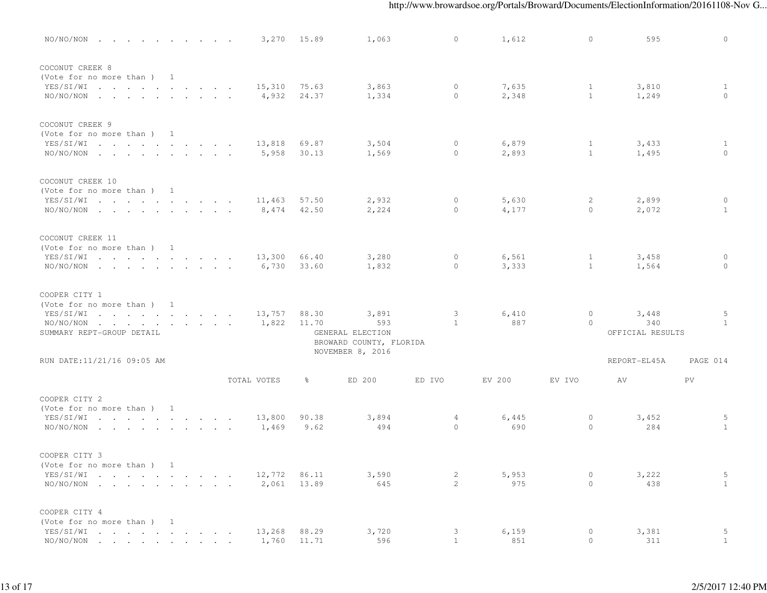| | TOTAL VOTES | % | ED 200 | ED IVO | EV 200 | EV IVO | AV | PV |
|---|---|---|---|---|---|---|---|---|
| NO/NO/NON . . . . . . . . . . . | 3,270 | 15.89 | 1,063 | 0 | 1,612 | 0 | 595 | 0 |

COCONUT CREEK 8
(Vote for no more than ) 1

| | TOTAL VOTES | % | ED 200 | ED IVO | EV 200 | EV IVO | AV | PV |
|---|---|---|---|---|---|---|---|---|
| YES/SI/WI . . . . . . . . . . . | 15,310 | 75.63 | 3,863 | 0 | 7,635 | 1 | 3,810 | 1 |
| NO/NO/NON . . . . . . . . . . . | 4,932 | 24.37 | 1,334 | 0 | 2,348 | 1 | 1,249 | 0 |

COCONUT CREEK 9
(Vote for no more than ) 1

| | TOTAL VOTES | % | ED 200 | ED IVO | EV 200 | EV IVO | AV | PV |
|---|---|---|---|---|---|---|---|---|
| YES/SI/WI . . . . . . . . . . . | 13,818 | 69.87 | 3,504 | 0 | 6,879 | 1 | 3,433 | 1 |
| NO/NO/NON . . . . . . . . . . . | 5,958 | 30.13 | 1,569 | 0 | 2,893 | 1 | 1,495 | 0 |

COCONUT CREEK 10
(Vote for no more than ) 1

| | TOTAL VOTES | % | ED 200 | ED IVO | EV 200 | EV IVO | AV | PV |
|---|---|---|---|---|---|---|---|---|
| YES/SI/WI . . . . . . . . . . . | 11,463 | 57.50 | 2,932 | 0 | 5,630 | 2 | 2,899 | 0 |
| NO/NO/NON . . . . . . . . . . . | 8,474 | 42.50 | 2,224 | 0 | 4,177 | 0 | 2,072 | 1 |

COCONUT CREEK 11
(Vote for no more than ) 1

| | TOTAL VOTES | % | ED 200 | ED IVO | EV 200 | EV IVO | AV | PV |
|---|---|---|---|---|---|---|---|---|
| YES/SI/WI . . . . . . . . . . . | 13,300 | 66.40 | 3,280 | 0 | 6,561 | 1 | 3,458 | 0 |
| NO/NO/NON . . . . . . . . . . . | 6,730 | 33.60 | 1,832 | 0 | 3,333 | 1 | 1,564 | 0 |

COOPER CITY 1
(Vote for no more than ) 1

| | TOTAL VOTES | % | ED 200 | ED IVO | EV 200 | EV IVO | AV | PV |
|---|---|---|---|---|---|---|---|---|
| YES/SI/WI . . . . . . . . . . . | 13,757 | 88.30 | 3,891 | 3 | 6,410 | 0 | 3,448 | 5 |
| NO/NO/NON . . . . . . . . . . . | 1,822 | 11.70 | 593 | 1 | 887 | 0 | 340 | 1 |

SUMMARY REPT-GROUP DETAIL — GENERAL ELECTION, BROWARD COUNTY, FLORIDA, NOVEMBER 8, 2016 — OFFICIAL RESULTS

RUN DATE:11/21/16 09:05 AM — REPORT-EL45A

COOPER CITY 2
(Vote for no more than ) 1

| | TOTAL VOTES | % | ED 200 | ED IVO | EV 200 | EV IVO | AV | PV |
|---|---|---|---|---|---|---|---|---|
| YES/SI/WI . . . . . . . . . . . | 13,800 | 90.38 | 3,894 | 4 | 6,445 | 0 | 3,452 | 5 |
| NO/NO/NON . . . . . . . . . . . | 1,469 | 9.62 | 494 | 0 | 690 | 0 | 284 | 1 |

COOPER CITY 3
(Vote for no more than ) 1

| | TOTAL VOTES | % | ED 200 | ED IVO | EV 200 | EV IVO | AV | PV |
|---|---|---|---|---|---|---|---|---|
| YES/SI/WI . . . . . . . . . . . | 12,772 | 86.11 | 3,590 | 2 | 5,953 | 0 | 3,222 | 5 |
| NO/NO/NON . . . . . . . . . . . | 2,061 | 13.89 | 645 | 2 | 975 | 0 | 438 | 1 |

COOPER CITY 4
(Vote for no more than ) 1

| | TOTAL VOTES | % | ED 200 | ED IVO | EV 200 | EV IVO | AV | PV |
|---|---|---|---|---|---|---|---|---|
| YES/SI/WI . . . . . . . . . . . | 13,268 | 88.29 | 3,720 | 3 | 6,159 | 0 | 3,381 | 5 |
| NO/NO/NON . . . . . . . . . . . | 1,760 | 11.71 | 596 | 1 | 851 | 0 | 311 | 1 |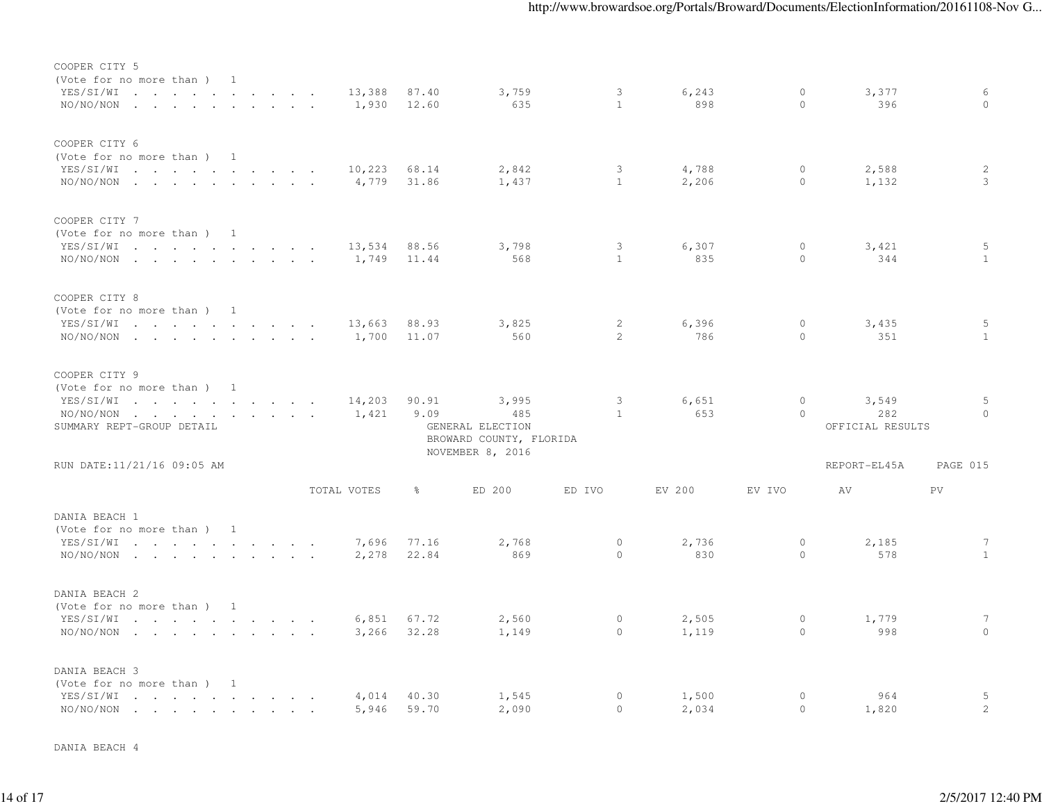COOPER CITY 5
(Vote for no more than ) 1

| | TOTAL VOTES | % | ED 200 | ED IVO | EV 200 | EV IVO | AV | PV |
|---|---|---|---|---|---|---|---|---|
| YES/SI/WI | 13,388 | 87.40 | 3,759 | 3 | 6,243 | 0 | 3,377 | 6 |
| NO/NO/NON | 1,930 | 12.60 | 635 | 1 | 898 | 0 | 396 | 0 |

COOPER CITY 6
(Vote for no more than ) 1

| | TOTAL VOTES | % | ED 200 | ED IVO | EV 200 | EV IVO | AV | PV |
|---|---|---|---|---|---|---|---|---|
| YES/SI/WI | 10,223 | 68.14 | 2,842 | 3 | 4,788 | 0 | 2,588 | 2 |
| NO/NO/NON | 4,779 | 31.86 | 1,437 | 1 | 2,206 | 0 | 1,132 | 3 |

COOPER CITY 7
(Vote for no more than ) 1

| | TOTAL VOTES | % | ED 200 | ED IVO | EV 200 | EV IVO | AV | PV |
|---|---|---|---|---|---|---|---|---|
| YES/SI/WI | 13,534 | 88.56 | 3,798 | 3 | 6,307 | 0 | 3,421 | 5 |
| NO/NO/NON | 1,749 | 11.44 | 568 | 1 | 835 | 0 | 344 | 1 |

COOPER CITY 8
(Vote for no more than ) 1

| | TOTAL VOTES | % | ED 200 | ED IVO | EV 200 | EV IVO | AV | PV |
|---|---|---|---|---|---|---|---|---|
| YES/SI/WI | 13,663 | 88.93 | 3,825 | 2 | 6,396 | 0 | 3,435 | 5 |
| NO/NO/NON | 1,700 | 11.07 | 560 | 2 | 786 | 0 | 351 | 1 |

COOPER CITY 9
(Vote for no more than ) 1

| | TOTAL VOTES | % | ED 200 | ED IVO | EV 200 | EV IVO | AV | PV |
|---|---|---|---|---|---|---|---|---|
| YES/SI/WI | 14,203 | 90.91 | 3,995 | 3 | 6,651 | 0 | 3,549 | 5 |
| NO/NO/NON | 1,421 | 9.09 | 485 | 1 | 653 | 0 | 282 | 0 |

SUMMARY REPT-GROUP DETAIL

GENERAL ELECTION
BROWARD COUNTY, FLORIDA
NOVEMBER 8, 2016

OFFICIAL RESULTS

RUN DATE:11/21/16 09:05 AM

REPORT-EL45A PAGE 015

DANIA BEACH 1
(Vote for no more than ) 1

| | TOTAL VOTES | % | ED 200 | ED IVO | EV 200 | EV IVO | AV | PV |
|---|---|---|---|---|---|---|---|---|
| YES/SI/WI | 7,696 | 77.16 | 2,768 | 0 | 2,736 | 0 | 2,185 | 7 |
| NO/NO/NON | 2,278 | 22.84 | 869 | 0 | 830 | 0 | 578 | 1 |

DANIA BEACH 2
(Vote for no more than ) 1

| | TOTAL VOTES | % | ED 200 | ED IVO | EV 200 | EV IVO | AV | PV |
|---|---|---|---|---|---|---|---|---|
| YES/SI/WI | 6,851 | 67.72 | 2,560 | 0 | 2,505 | 0 | 1,779 | 7 |
| NO/NO/NON | 3,266 | 32.28 | 1,149 | 0 | 1,119 | 0 | 998 | 0 |

DANIA BEACH 3
(Vote for no more than ) 1

| | TOTAL VOTES | % | ED 200 | ED IVO | EV 200 | EV IVO | AV | PV |
|---|---|---|---|---|---|---|---|---|
| YES/SI/WI | 4,014 | 40.30 | 1,545 | 0 | 1,500 | 0 | 964 | 5 |
| NO/NO/NON | 5,946 | 59.70 | 2,090 | 0 | 2,034 | 0 | 1,820 | 2 |

DANIA BEACH 4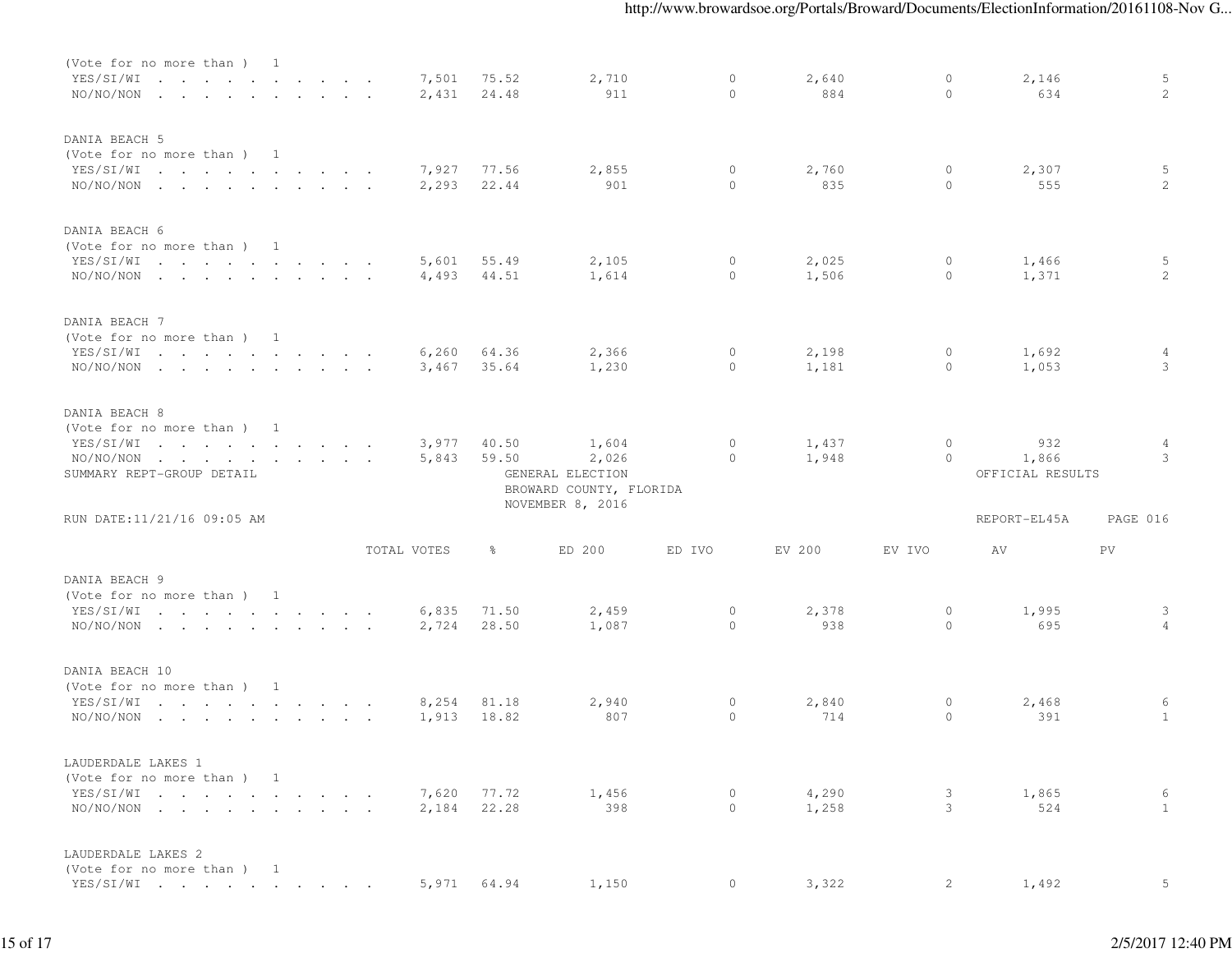| | TOTAL VOTES | % | ED 200 | ED IVO | EV 200 | EV IVO | AV | PV |
|---|---|---|---|---|---|---|---|---|
| (Vote for no more than ) 1 | | | | | | | | |
| YES/SI/WI | 7,501 | 75.52 | 2,710 | 0 | 2,640 | 0 | 2,146 | 5 |
| NO/NO/NON | 2,431 | 24.48 | 911 | 0 | 884 | 0 | 634 | 2 |
| **DANIA BEACH 5** | | | | | | | | |
| (Vote for no more than ) 1 | | | | | | | | |
| YES/SI/WI | 7,927 | 77.56 | 2,855 | 0 | 2,760 | 0 | 2,307 | 5 |
| NO/NO/NON | 2,293 | 22.44 | 901 | 0 | 835 | 0 | 555 | 2 |
| **DANIA BEACH 6** | | | | | | | | |
| (Vote for no more than ) 1 | | | | | | | | |
| YES/SI/WI | 5,601 | 55.49 | 2,105 | 0 | 2,025 | 0 | 1,466 | 5 |
| NO/NO/NON | 4,493 | 44.51 | 1,614 | 0 | 1,506 | 0 | 1,371 | 2 |
| **DANIA BEACH 7** | | | | | | | | |
| (Vote for no more than ) 1 | | | | | | | | |
| YES/SI/WI | 6,260 | 64.36 | 2,366 | 0 | 2,198 | 0 | 1,692 | 4 |
| NO/NO/NON | 3,467 | 35.64 | 1,230 | 0 | 1,181 | 0 | 1,053 | 3 |
| **DANIA BEACH 8** | | | | | | | | |
| (Vote for no more than ) 1 | | | | | | | | |
| YES/SI/WI | 3,977 | 40.50 | 1,604 | 0 | 1,437 | 0 | 932 | 4 |
| NO/NO/NON | 5,843 | 59.50 | 2,026 | 0 | 1,948 | 0 | 1,866 | 3 |

SUMMARY REPT-GROUP DETAIL — GENERAL ELECTION, BROWARD COUNTY, FLORIDA, NOVEMBER 8, 2016 — OFFICIAL RESULTS

RUN DATE:11/21/16 09:05 AM — REPORT-EL45A — PAGE 016

| | TOTAL VOTES | % | ED 200 | ED IVO | EV 200 | EV IVO | AV | PV |
|---|---|---|---|---|---|---|---|---|
| **DANIA BEACH 9** | | | | | | | | |
| (Vote for no more than ) 1 | | | | | | | | |
| YES/SI/WI | 6,835 | 71.50 | 2,459 | 0 | 2,378 | 0 | 1,995 | 3 |
| NO/NO/NON | 2,724 | 28.50 | 1,087 | 0 | 938 | 0 | 695 | 4 |
| **DANIA BEACH 10** | | | | | | | | |
| (Vote for no more than ) 1 | | | | | | | | |
| YES/SI/WI | 8,254 | 81.18 | 2,940 | 0 | 2,840 | 0 | 2,468 | 6 |
| NO/NO/NON | 1,913 | 18.82 | 807 | 0 | 714 | 0 | 391 | 1 |
| **LAUDERDALE LAKES 1** | | | | | | | | |
| (Vote for no more than ) 1 | | | | | | | | |
| YES/SI/WI | 7,620 | 77.72 | 1,456 | 0 | 4,290 | 3 | 1,865 | 6 |
| NO/NO/NON | 2,184 | 22.28 | 398 | 0 | 1,258 | 3 | 524 | 1 |
| **LAUDERDALE LAKES 2** | | | | | | | | |
| (Vote for no more than ) 1 | | | | | | | | |
| YES/SI/WI | 5,971 | 64.94 | 1,150 | 0 | 3,322 | 2 | 1,492 | 5 |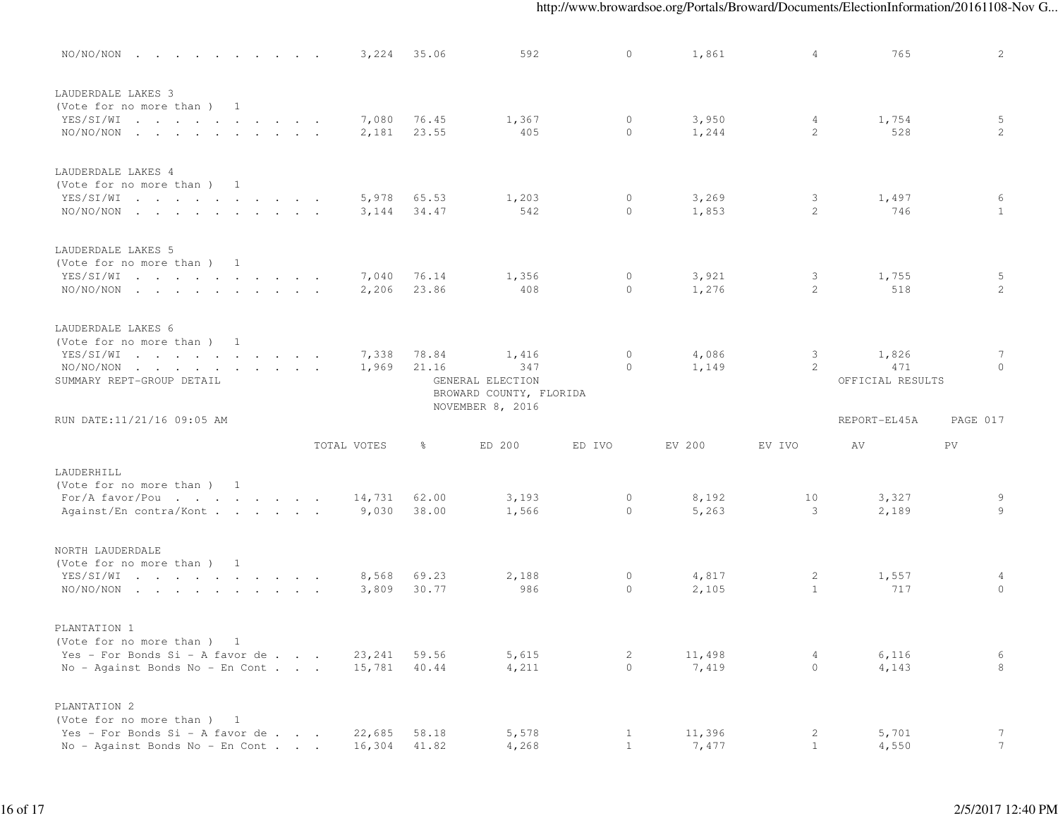| | TOTAL VOTES | % | ED 200 | ED IVO | EV 200 | EV IVO | AV | PV |
|---|---|---|---|---|---|---|---|---|
| NO/NO/NON . . . . . . . . . . . | 3,224 | 35.06 | 592 | 0 | 1,861 | 4 | 765 | 2 |

LAUDERDALE LAKES 3
(Vote for no more than ) 1

| | TOTAL VOTES | % | ED 200 | ED IVO | EV 200 | EV IVO | AV | PV |
|---|---|---|---|---|---|---|---|---|
| YES/SI/WI . . . . . . . . . . . | 7,080 | 76.45 | 1,367 | 0 | 3,950 | 4 | 1,754 | 5 |
| NO/NO/NON . . . . . . . . . . . | 2,181 | 23.55 | 405 | 0 | 1,244 | 2 | 528 | 2 |

LAUDERDALE LAKES 4
(Vote for no more than ) 1

| | TOTAL VOTES | % | ED 200 | ED IVO | EV 200 | EV IVO | AV | PV |
|---|---|---|---|---|---|---|---|---|
| YES/SI/WI . . . . . . . . . . . | 5,978 | 65.53 | 1,203 | 0 | 3,269 | 3 | 1,497 | 6 |
| NO/NO/NON . . . . . . . . . . . | 3,144 | 34.47 | 542 | 0 | 1,853 | 2 | 746 | 1 |

LAUDERDALE LAKES 5
(Vote for no more than ) 1

| | TOTAL VOTES | % | ED 200 | ED IVO | EV 200 | EV IVO | AV | PV |
|---|---|---|---|---|---|---|---|---|
| YES/SI/WI . . . . . . . . . . . | 7,040 | 76.14 | 1,356 | 0 | 3,921 | 3 | 1,755 | 5 |
| NO/NO/NON . . . . . . . . . . . | 2,206 | 23.86 | 408 | 0 | 1,276 | 2 | 518 | 2 |

LAUDERDALE LAKES 6
(Vote for no more than ) 1

| | TOTAL VOTES | % | ED 200 | ED IVO | EV 200 | EV IVO | AV | PV |
|---|---|---|---|---|---|---|---|---|
| YES/SI/WI . . . . . . . . . . . | 7,338 | 78.84 | 1,416 | 0 | 4,086 | 3 | 1,826 | 7 |
| NO/NO/NON . . . . . . . . . . . | 1,969 | 21.16 | 347 | 0 | 1,149 | 2 | 471 | 0 |

SUMMARY REPT-GROUP DETAIL — GENERAL ELECTION — BROWARD COUNTY, FLORIDA — NOVEMBER 8, 2016 — OFFICIAL RESULTS

RUN DATE:11/21/16 09:05 AM — REPORT-EL45A — PAGE 017

LAUDERHILL
(Vote for no more than ) 1

| | TOTAL VOTES | % | ED 200 | ED IVO | EV 200 | EV IVO | AV | PV |
|---|---|---|---|---|---|---|---|---|
| For/A favor/Pou . . . . . . . . | 14,731 | 62.00 | 3,193 | 0 | 8,192 | 10 | 3,327 | 9 |
| Against/En contra/Kont . . . . . . | 9,030 | 38.00 | 1,566 | 0 | 5,263 | 3 | 2,189 | 9 |

NORTH LAUDERDALE
(Vote for no more than ) 1

| | TOTAL VOTES | % | ED 200 | ED IVO | EV 200 | EV IVO | AV | PV |
|---|---|---|---|---|---|---|---|---|
| YES/SI/WI . . . . . . . . . . . | 8,568 | 69.23 | 2,188 | 0 | 4,817 | 2 | 1,557 | 4 |
| NO/NO/NON . . . . . . . . . . . | 3,809 | 30.77 | 986 | 0 | 2,105 | 1 | 717 | 0 |

PLANTATION 1
(Vote for no more than ) 1

| | TOTAL VOTES | % | ED 200 | ED IVO | EV 200 | EV IVO | AV | PV |
|---|---|---|---|---|---|---|---|---|
| Yes - For Bonds Si - A favor de . . . | 23,241 | 59.56 | 5,615 | 2 | 11,498 | 4 | 6,116 | 6 |
| No - Against Bonds No - En Cont . . . | 15,781 | 40.44 | 4,211 | 0 | 7,419 | 0 | 4,143 | 8 |

PLANTATION 2
(Vote for no more than ) 1

| | TOTAL VOTES | % | ED 200 | ED IVO | EV 200 | EV IVO | AV | PV |
|---|---|---|---|---|---|---|---|---|
| Yes - For Bonds Si - A favor de . . . | 22,685 | 58.18 | 5,578 | 1 | 11,396 | 2 | 5,701 | 7 |
| No - Against Bonds No - En Cont . . . | 16,304 | 41.82 | 4,268 | 1 | 7,477 | 1 | 4,550 | 7 |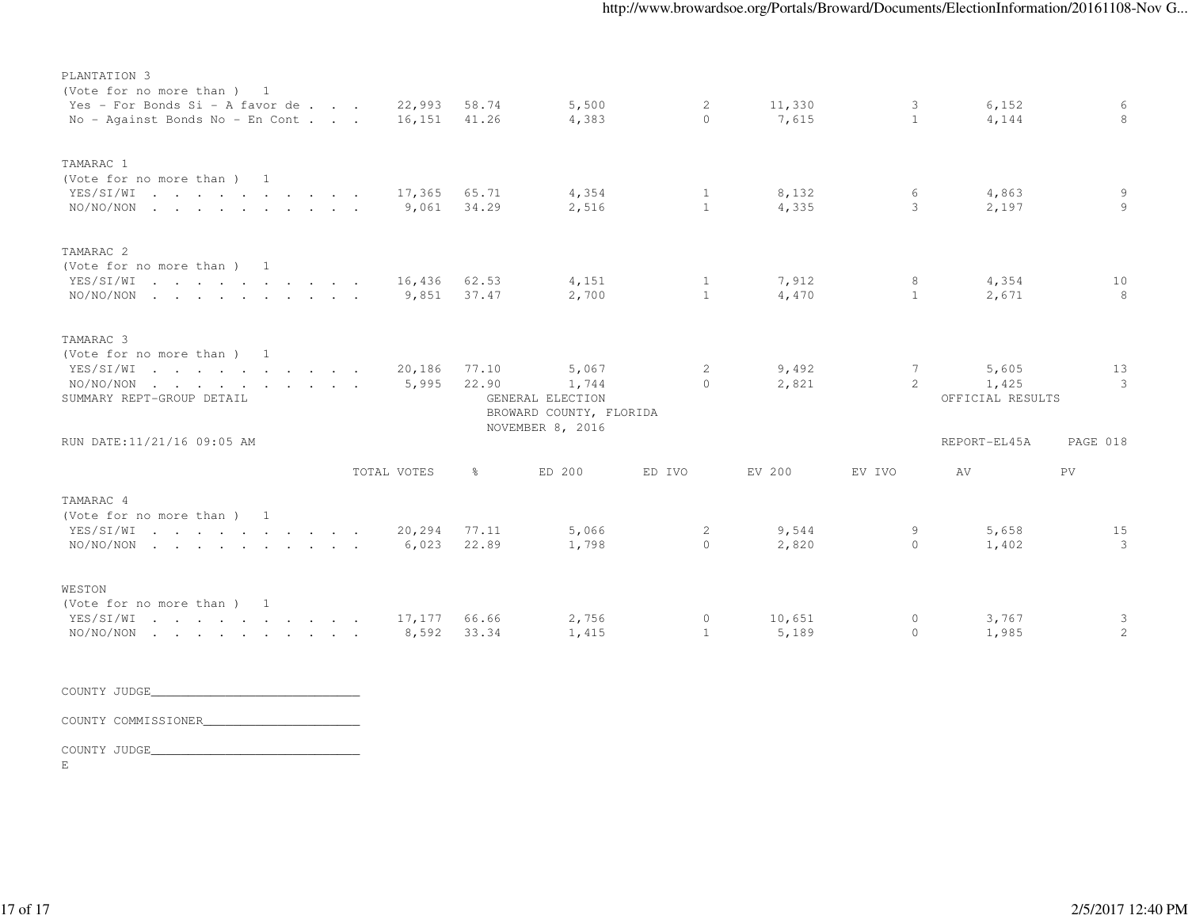PLANTATION 3
(Vote for no more than ) 1

| | TOTAL VOTES | % | ED 200 | ED IVO | EV 200 | EV IVO | AV | PV |
|---|---|---|---|---|---|---|---|---|
| Yes - For Bonds Si - A favor de . . . | 22,993 | 58.74 | 5,500 | 2 | 11,330 | 3 | 6,152 | 6 |
| No - Against Bonds No - En Cont . . . | 16,151 | 41.26 | 4,383 | 0 | 7,615 | 1 | 4,144 | 8 |

TAMARAC 1
(Vote for no more than ) 1

| | TOTAL VOTES | % | ED 200 | ED IVO | EV 200 | EV IVO | AV | PV |
|---|---|---|---|---|---|---|---|---|
| YES/SI/WI . . . . . . . . . . . | 17,365 | 65.71 | 4,354 | 1 | 8,132 | 6 | 4,863 | 9 |
| NO/NO/NON . . . . . . . . . . . | 9,061 | 34.29 | 2,516 | 1 | 4,335 | 3 | 2,197 | 9 |

TAMARAC 2
(Vote for no more than ) 1

| | TOTAL VOTES | % | ED 200 | ED IVO | EV 200 | EV IVO | AV | PV |
|---|---|---|---|---|---|---|---|---|
| YES/SI/WI . . . . . . . . . . . | 16,436 | 62.53 | 4,151 | 1 | 7,912 | 8 | 4,354 | 10 |
| NO/NO/NON . . . . . . . . . . . | 9,851 | 37.47 | 2,700 | 1 | 4,470 | 1 | 2,671 | 8 |

TAMARAC 3
(Vote for no more than ) 1

| | TOTAL VOTES | % | ED 200 | ED IVO | EV 200 | EV IVO | AV | PV |
|---|---|---|---|---|---|---|---|---|
| YES/SI/WI . . . . . . . . . . . | 20,186 | 77.10 | 5,067 | 2 | 9,492 | 7 | 5,605 | 13 |
| NO/NO/NON . . . . . . . . . . . | 5,995 | 22.90 | 1,744 | 0 | 2,821 | 2 | 1,425 | 3 |

SUMMARY REPT-GROUP DETAIL — GENERAL ELECTION — BROWARD COUNTY, FLORIDA — NOVEMBER 8, 2016 — OFFICIAL RESULTS

RUN DATE:11/21/16 09:05 AM — REPORT-EL45A — PAGE 018

TAMARAC 4
(Vote for no more than ) 1

| | TOTAL VOTES | % | ED 200 | ED IVO | EV 200 | EV IVO | AV | PV |
|---|---|---|---|---|---|---|---|---|
| YES/SI/WI . . . . . . . . . . . | 20,294 | 77.11 | 5,066 | 2 | 9,544 | 9 | 5,658 | 15 |
| NO/NO/NON . . . . . . . . . . . | 6,023 | 22.89 | 1,798 | 0 | 2,820 | 0 | 1,402 | 3 |

WESTON
(Vote for no more than ) 1

| | TOTAL VOTES | % | ED 200 | ED IVO | EV 200 | EV IVO | AV | PV |
|---|---|---|---|---|---|---|---|---|
| YES/SI/WI . . . . . . . . . . . | 17,177 | 66.66 | 2,756 | 0 | 10,651 | 0 | 3,767 | 3 |
| NO/NO/NON . . . . . . . . . . . | 8,592 | 33.34 | 1,415 | 1 | 5,189 | 0 | 1,985 | 2 |

COUNTY JUDGE______________________________

COUNTY COMMISSIONER______________________

COUNTY JUDGE______________________________

E